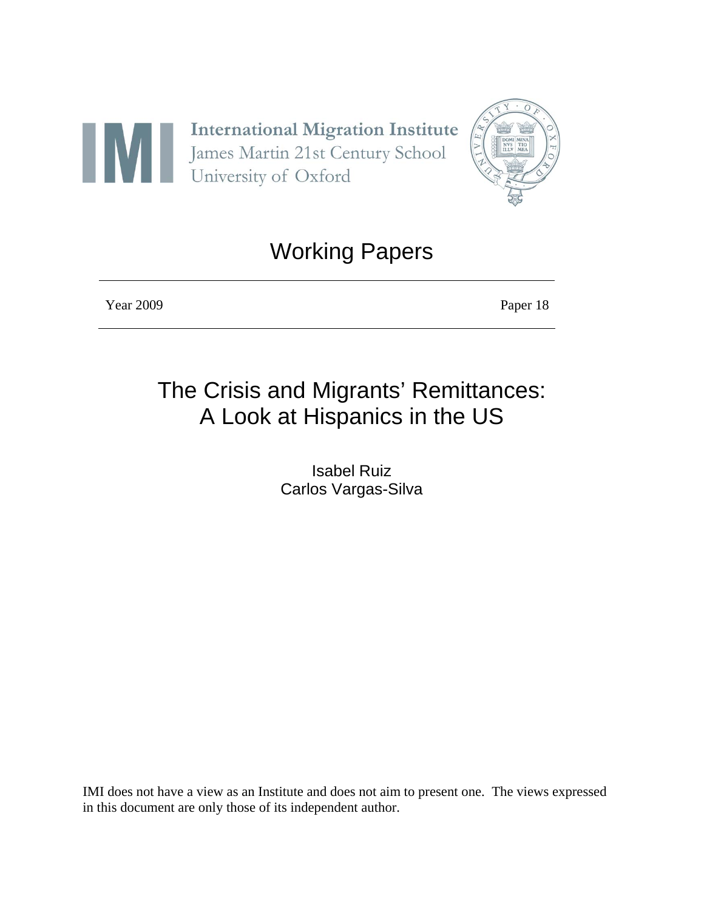International Migration Institute
James Martin 21st Century School
University of Oxford

# Working Papers

Year 2009 | Paper 18

# The Crisis and Migrants' Remittances: A Look at Hispanics in the US

Isabel Ruiz
Carlos Vargas-Silva

IMI does not have a view as an Institute and does not aim to present one. The views expressed in this document are only those of its independent author.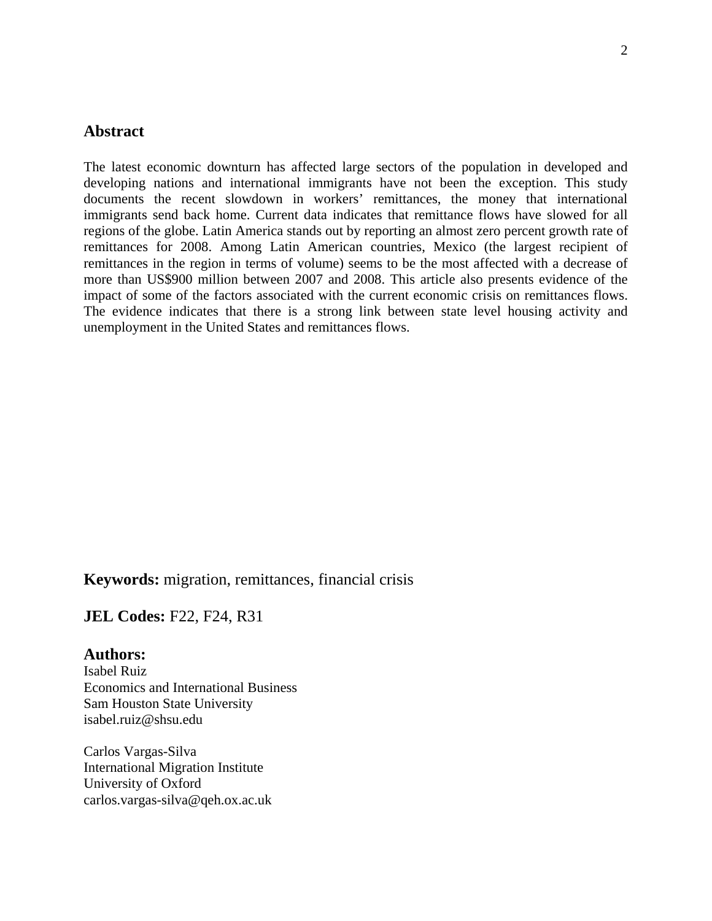## Abstract

The latest economic downturn has affected large sectors of the population in developed and developing nations and international immigrants have not been the exception. This study documents the recent slowdown in workers' remittances, the money that international immigrants send back home. Current data indicates that remittance flows have slowed for all regions of the globe. Latin America stands out by reporting an almost zero percent growth rate of remittances for 2008. Among Latin American countries, Mexico (the largest recipient of remittances in the region in terms of volume) seems to be the most affected with a decrease of more than US$900 million between 2007 and 2008. This article also presents evidence of the impact of some of the factors associated with the current economic crisis on remittances flows. The evidence indicates that there is a strong link between state level housing activity and unemployment in the United States and remittances flows.

**Keywords:** migration, remittances, financial crisis

**JEL Codes:** F22, F24, R31

**Authors:**

Isabel Ruiz
Economics and International Business
Sam Houston State University
isabel.ruiz@shsu.edu

Carlos Vargas-Silva
International Migration Institute
University of Oxford
carlos.vargas-silva@qeh.ox.ac.uk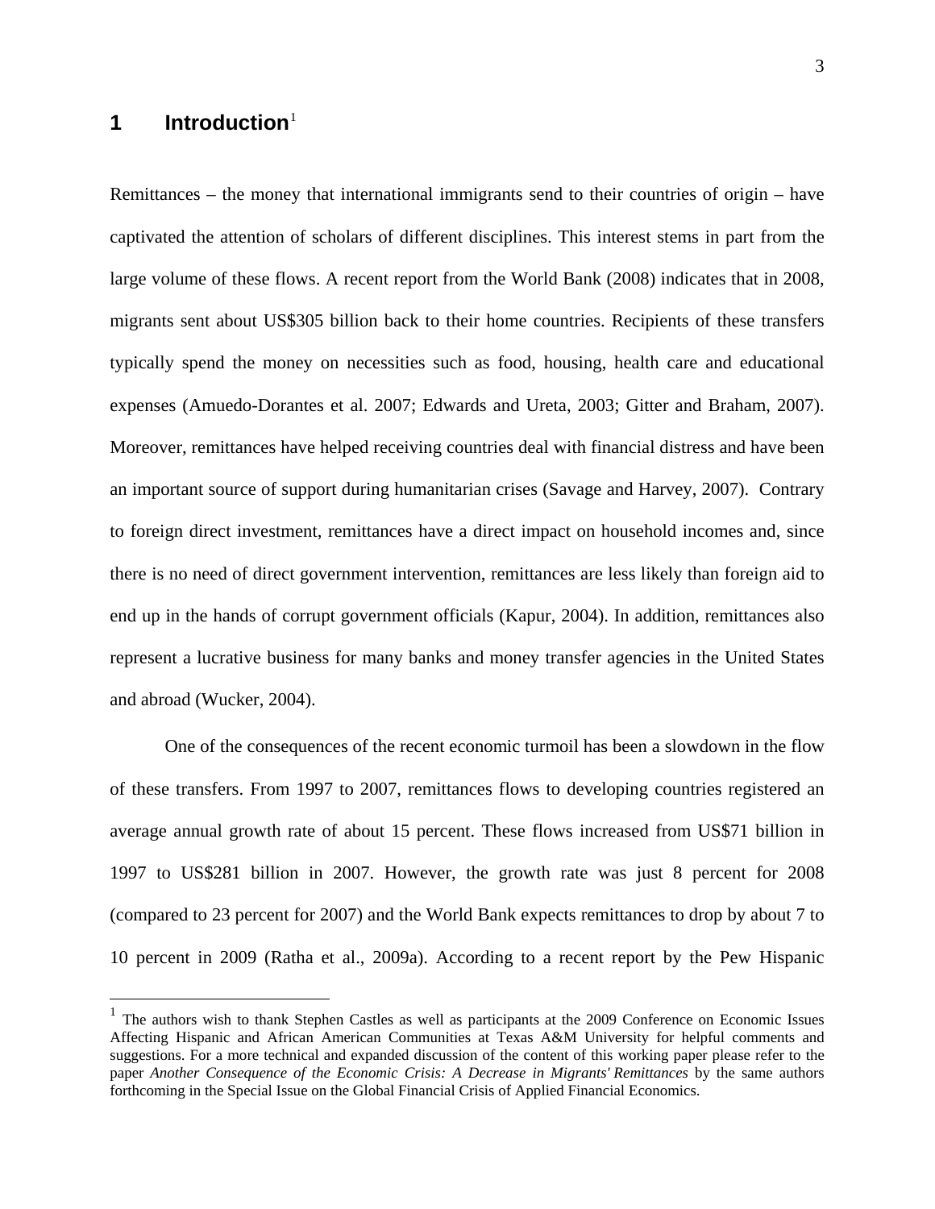# 1 Introduction[1]

Remittances – the money that international immigrants send to their countries of origin – have captivated the attention of scholars of different disciplines. This interest stems in part from the large volume of these flows. A recent report from the World Bank (2008) indicates that in 2008, migrants sent about US$305 billion back to their home countries. Recipients of these transfers typically spend the money on necessities such as food, housing, health care and educational expenses (Amuedo-Dorantes et al. 2007; Edwards and Ureta, 2003; Gitter and Braham, 2007). Moreover, remittances have helped receiving countries deal with financial distress and have been an important source of support during humanitarian crises (Savage and Harvey, 2007). Contrary to foreign direct investment, remittances have a direct impact on household incomes and, since there is no need of direct government intervention, remittances are less likely than foreign aid to end up in the hands of corrupt government officials (Kapur, 2004). In addition, remittances also represent a lucrative business for many banks and money transfer agencies in the United States and abroad (Wucker, 2004).

One of the consequences of the recent economic turmoil has been a slowdown in the flow of these transfers. From 1997 to 2007, remittances flows to developing countries registered an average annual growth rate of about 15 percent. These flows increased from US$71 billion in 1997 to US$281 billion in 2007. However, the growth rate was just 8 percent for 2008 (compared to 23 percent for 2007) and the World Bank expects remittances to drop by about 7 to 10 percent in 2009 (Ratha et al., 2009a). According to a recent report by the Pew Hispanic

---

[1] The authors wish to thank Stephen Castles as well as participants at the 2009 Conference on Economic Issues Affecting Hispanic and African American Communities at Texas A&M University for helpful comments and suggestions. For a more technical and expanded discussion of the content of this working paper please refer to the paper *Another Consequence of the Economic Crisis: A Decrease in Migrants' Remittances* by the same authors forthcoming in the Special Issue on the Global Financial Crisis of Applied Financial Economics.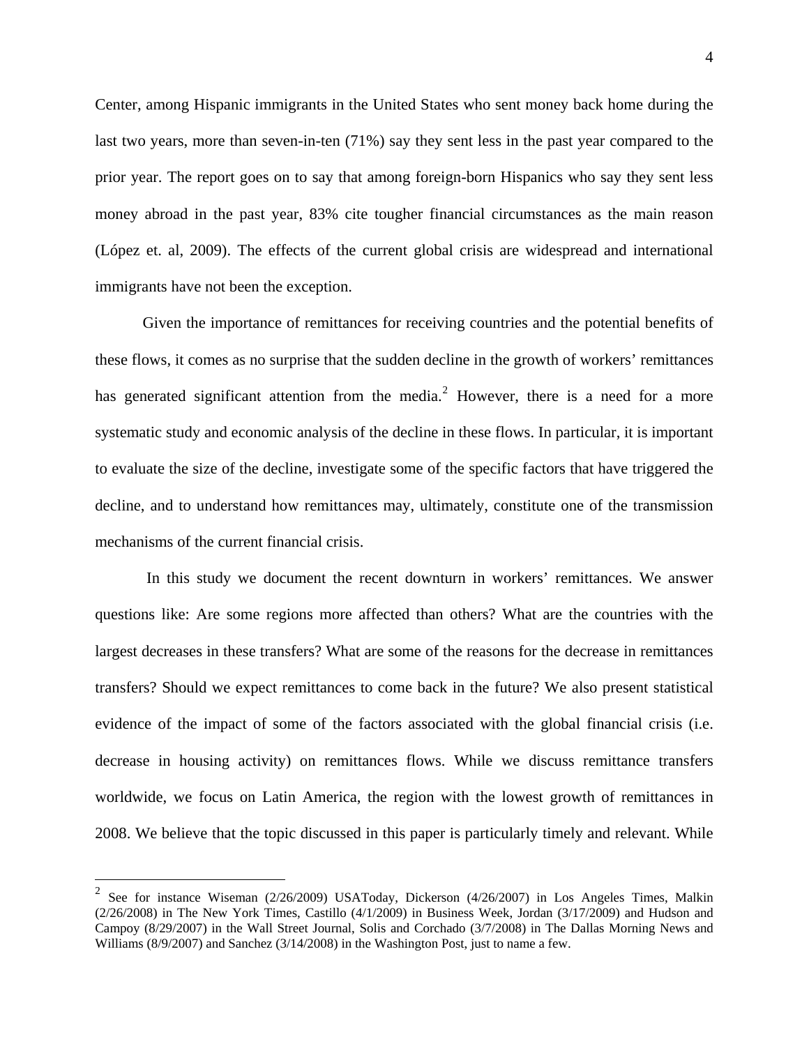Center, among Hispanic immigrants in the United States who sent money back home during the last two years, more than seven-in-ten (71%) say they sent less in the past year compared to the prior year. The report goes on to say that among foreign-born Hispanics who say they sent less money abroad in the past year, 83% cite tougher financial circumstances as the main reason (López et. al, 2009). The effects of the current global crisis are widespread and international immigrants have not been the exception.

Given the importance of remittances for receiving countries and the potential benefits of these flows, it comes as no surprise that the sudden decline in the growth of workers' remittances has generated significant attention from the media.[2] However, there is a need for a more systematic study and economic analysis of the decline in these flows. In particular, it is important to evaluate the size of the decline, investigate some of the specific factors that have triggered the decline, and to understand how remittances may, ultimately, constitute one of the transmission mechanisms of the current financial crisis.

In this study we document the recent downturn in workers' remittances. We answer questions like: Are some regions more affected than others? What are the countries with the largest decreases in these transfers? What are some of the reasons for the decrease in remittances transfers? Should we expect remittances to come back in the future? We also present statistical evidence of the impact of some of the factors associated with the global financial crisis (i.e. decrease in housing activity) on remittances flows. While we discuss remittance transfers worldwide, we focus on Latin America, the region with the lowest growth of remittances in 2008. We believe that the topic discussed in this paper is particularly timely and relevant. While

---

[2] See for instance Wiseman (2/26/2009) USAToday, Dickerson (4/26/2007) in Los Angeles Times, Malkin (2/26/2008) in The New York Times, Castillo (4/1/2009) in Business Week, Jordan (3/17/2009) and Hudson and Campoy (8/29/2007) in the Wall Street Journal, Solis and Corchado (3/7/2008) in The Dallas Morning News and Williams (8/9/2007) and Sanchez (3/14/2008) in the Washington Post, just to name a few.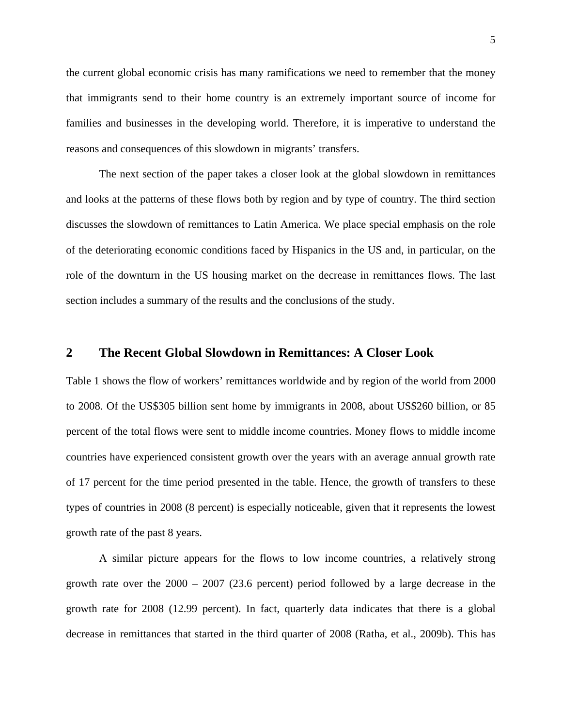the current global economic crisis has many ramifications we need to remember that the money that immigrants send to their home country is an extremely important source of income for families and businesses in the developing world. Therefore, it is imperative to understand the reasons and consequences of this slowdown in migrants' transfers.

The next section of the paper takes a closer look at the global slowdown in remittances and looks at the patterns of these flows both by region and by type of country. The third section discusses the slowdown of remittances to Latin America. We place special emphasis on the role of the deteriorating economic conditions faced by Hispanics in the US and, in particular, on the role of the downturn in the US housing market on the decrease in remittances flows. The last section includes a summary of the results and the conclusions of the study.

## 2 The Recent Global Slowdown in Remittances: A Closer Look

Table 1 shows the flow of workers' remittances worldwide and by region of the world from 2000 to 2008. Of the US$305 billion sent home by immigrants in 2008, about US$260 billion, or 85 percent of the total flows were sent to middle income countries. Money flows to middle income countries have experienced consistent growth over the years with an average annual growth rate of 17 percent for the time period presented in the table. Hence, the growth of transfers to these types of countries in 2008 (8 percent) is especially noticeable, given that it represents the lowest growth rate of the past 8 years.

A similar picture appears for the flows to low income countries, a relatively strong growth rate over the 2000 – 2007 (23.6 percent) period followed by a large decrease in the growth rate for 2008 (12.99 percent). In fact, quarterly data indicates that there is a global decrease in remittances that started in the third quarter of 2008 (Ratha, et al., 2009b). This has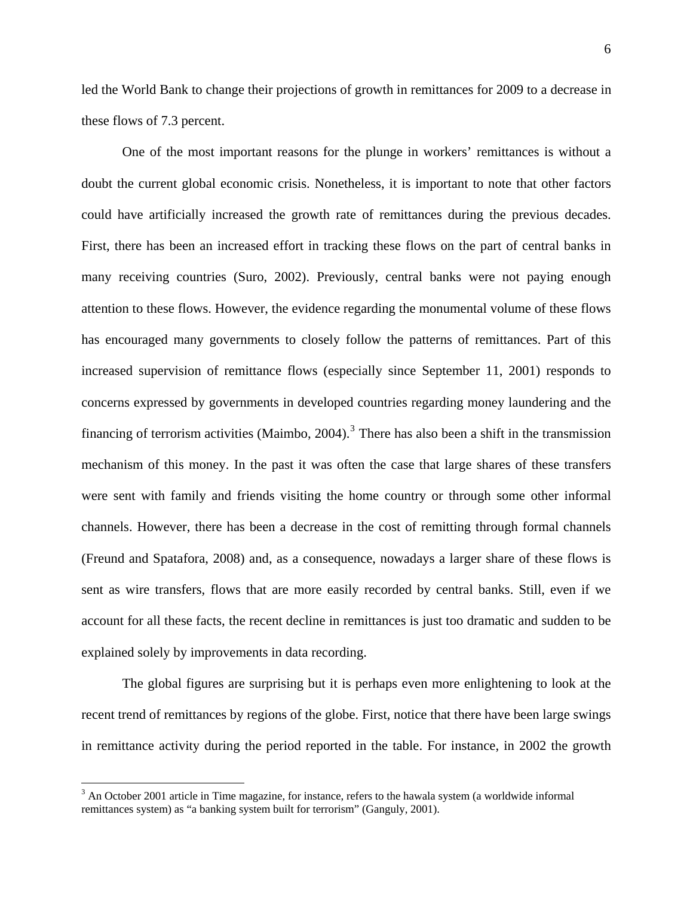led the World Bank to change their projections of growth in remittances for 2009 to a decrease in these flows of 7.3 percent.

One of the most important reasons for the plunge in workers' remittances is without a doubt the current global economic crisis. Nonetheless, it is important to note that other factors could have artificially increased the growth rate of remittances during the previous decades. First, there has been an increased effort in tracking these flows on the part of central banks in many receiving countries (Suro, 2002). Previously, central banks were not paying enough attention to these flows. However, the evidence regarding the monumental volume of these flows has encouraged many governments to closely follow the patterns of remittances. Part of this increased supervision of remittance flows (especially since September 11, 2001) responds to concerns expressed by governments in developed countries regarding money laundering and the financing of terrorism activities (Maimbo, 2004).[3] There has also been a shift in the transmission mechanism of this money. In the past it was often the case that large shares of these transfers were sent with family and friends visiting the home country or through some other informal channels. However, there has been a decrease in the cost of remitting through formal channels (Freund and Spatafora, 2008) and, as a consequence, nowadays a larger share of these flows is sent as wire transfers, flows that are more easily recorded by central banks. Still, even if we account for all these facts, the recent decline in remittances is just too dramatic and sudden to be explained solely by improvements in data recording.

The global figures are surprising but it is perhaps even more enlightening to look at the recent trend of remittances by regions of the globe. First, notice that there have been large swings in remittance activity during the period reported in the table. For instance, in 2002 the growth

---

[3] An October 2001 article in Time magazine, for instance, refers to the hawala system (a worldwide informal remittances system) as "a banking system built for terrorism" (Ganguly, 2001).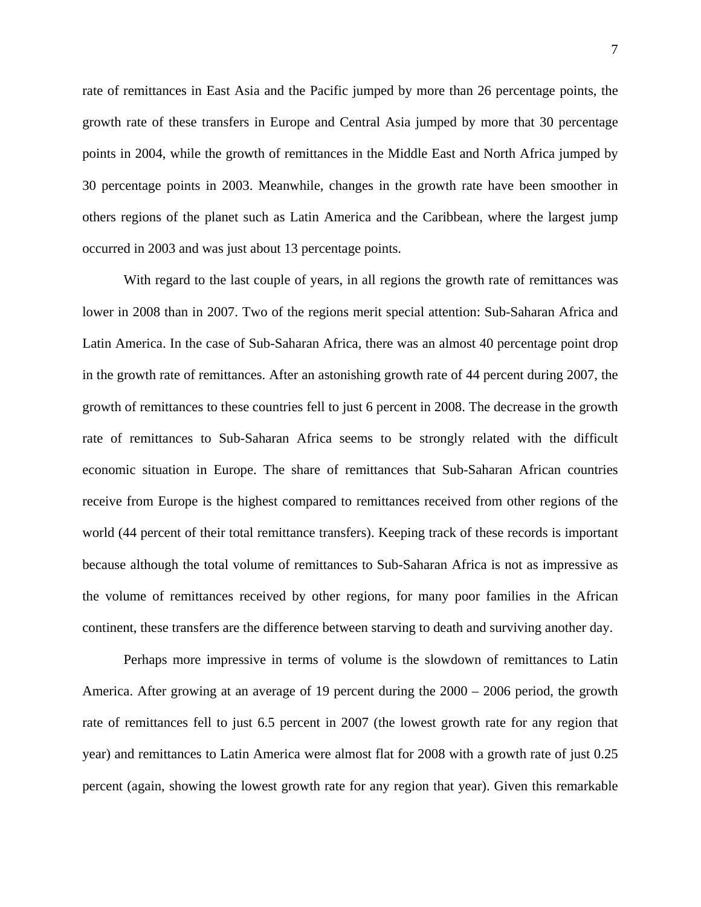rate of remittances in East Asia and the Pacific jumped by more than 26 percentage points, the growth rate of these transfers in Europe and Central Asia jumped by more that 30 percentage points in 2004, while the growth of remittances in the Middle East and North Africa jumped by 30 percentage points in 2003. Meanwhile, changes in the growth rate have been smoother in others regions of the planet such as Latin America and the Caribbean, where the largest jump occurred in 2003 and was just about 13 percentage points.

With regard to the last couple of years, in all regions the growth rate of remittances was lower in 2008 than in 2007. Two of the regions merit special attention: Sub-Saharan Africa and Latin America. In the case of Sub-Saharan Africa, there was an almost 40 percentage point drop in the growth rate of remittances. After an astonishing growth rate of 44 percent during 2007, the growth of remittances to these countries fell to just 6 percent in 2008. The decrease in the growth rate of remittances to Sub-Saharan Africa seems to be strongly related with the difficult economic situation in Europe. The share of remittances that Sub-Saharan African countries receive from Europe is the highest compared to remittances received from other regions of the world (44 percent of their total remittance transfers). Keeping track of these records is important because although the total volume of remittances to Sub-Saharan Africa is not as impressive as the volume of remittances received by other regions, for many poor families in the African continent, these transfers are the difference between starving to death and surviving another day.

Perhaps more impressive in terms of volume is the slowdown of remittances to Latin America. After growing at an average of 19 percent during the 2000 – 2006 period, the growth rate of remittances fell to just 6.5 percent in 2007 (the lowest growth rate for any region that year) and remittances to Latin America were almost flat for 2008 with a growth rate of just 0.25 percent (again, showing the lowest growth rate for any region that year). Given this remarkable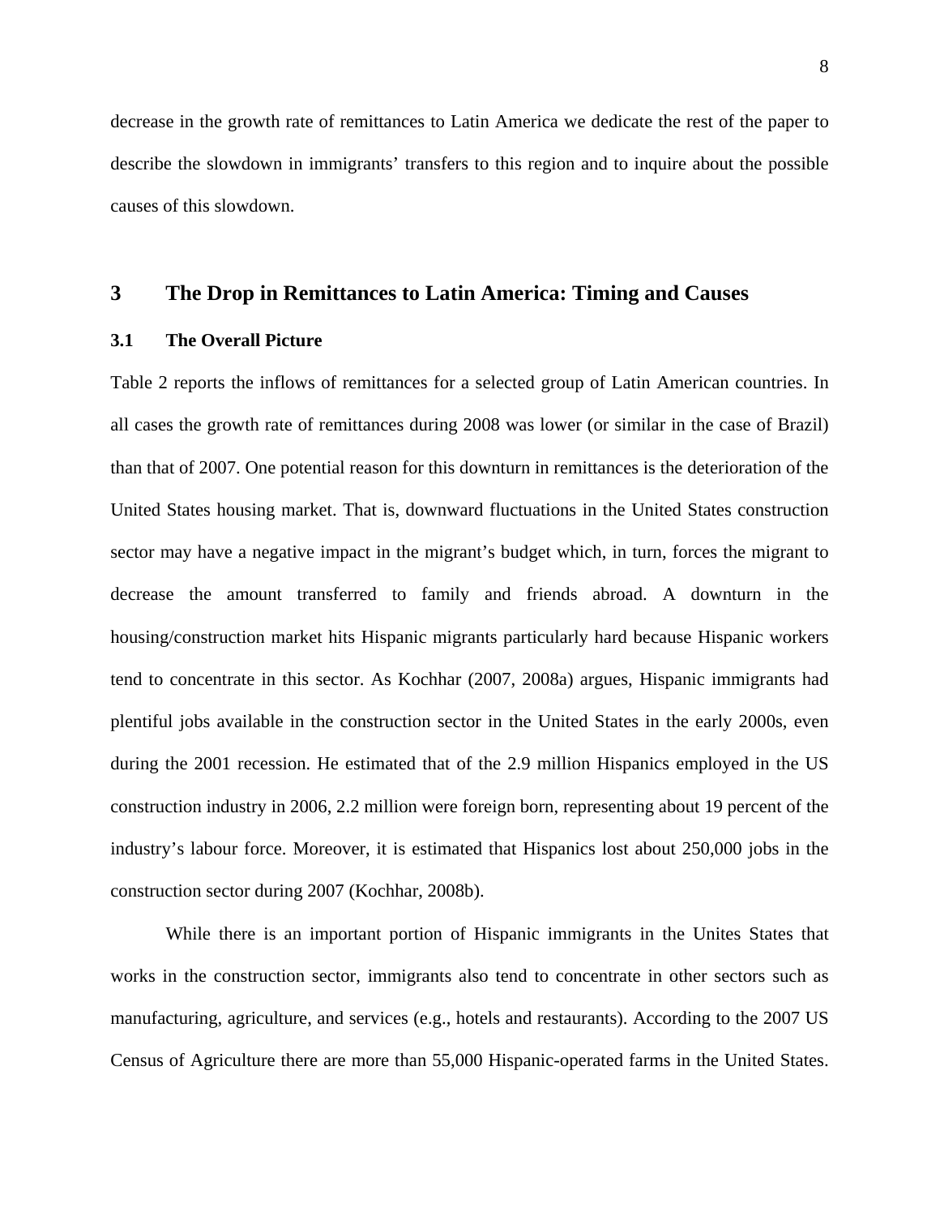decrease in the growth rate of remittances to Latin America we dedicate the rest of the paper to describe the slowdown in immigrants' transfers to this region and to inquire about the possible causes of this slowdown.

# 3 The Drop in Remittances to Latin America: Timing and Causes

## 3.1 The Overall Picture

Table 2 reports the inflows of remittances for a selected group of Latin American countries. In all cases the growth rate of remittances during 2008 was lower (or similar in the case of Brazil) than that of 2007. One potential reason for this downturn in remittances is the deterioration of the United States housing market. That is, downward fluctuations in the United States construction sector may have a negative impact in the migrant's budget which, in turn, forces the migrant to decrease the amount transferred to family and friends abroad. A downturn in the housing/construction market hits Hispanic migrants particularly hard because Hispanic workers tend to concentrate in this sector. As Kochhar (2007, 2008a) argues, Hispanic immigrants had plentiful jobs available in the construction sector in the United States in the early 2000s, even during the 2001 recession. He estimated that of the 2.9 million Hispanics employed in the US construction industry in 2006, 2.2 million were foreign born, representing about 19 percent of the industry's labour force. Moreover, it is estimated that Hispanics lost about 250,000 jobs in the construction sector during 2007 (Kochhar, 2008b).

While there is an important portion of Hispanic immigrants in the Unites States that works in the construction sector, immigrants also tend to concentrate in other sectors such as manufacturing, agriculture, and services (e.g., hotels and restaurants). According to the 2007 US Census of Agriculture there are more than 55,000 Hispanic-operated farms in the United States.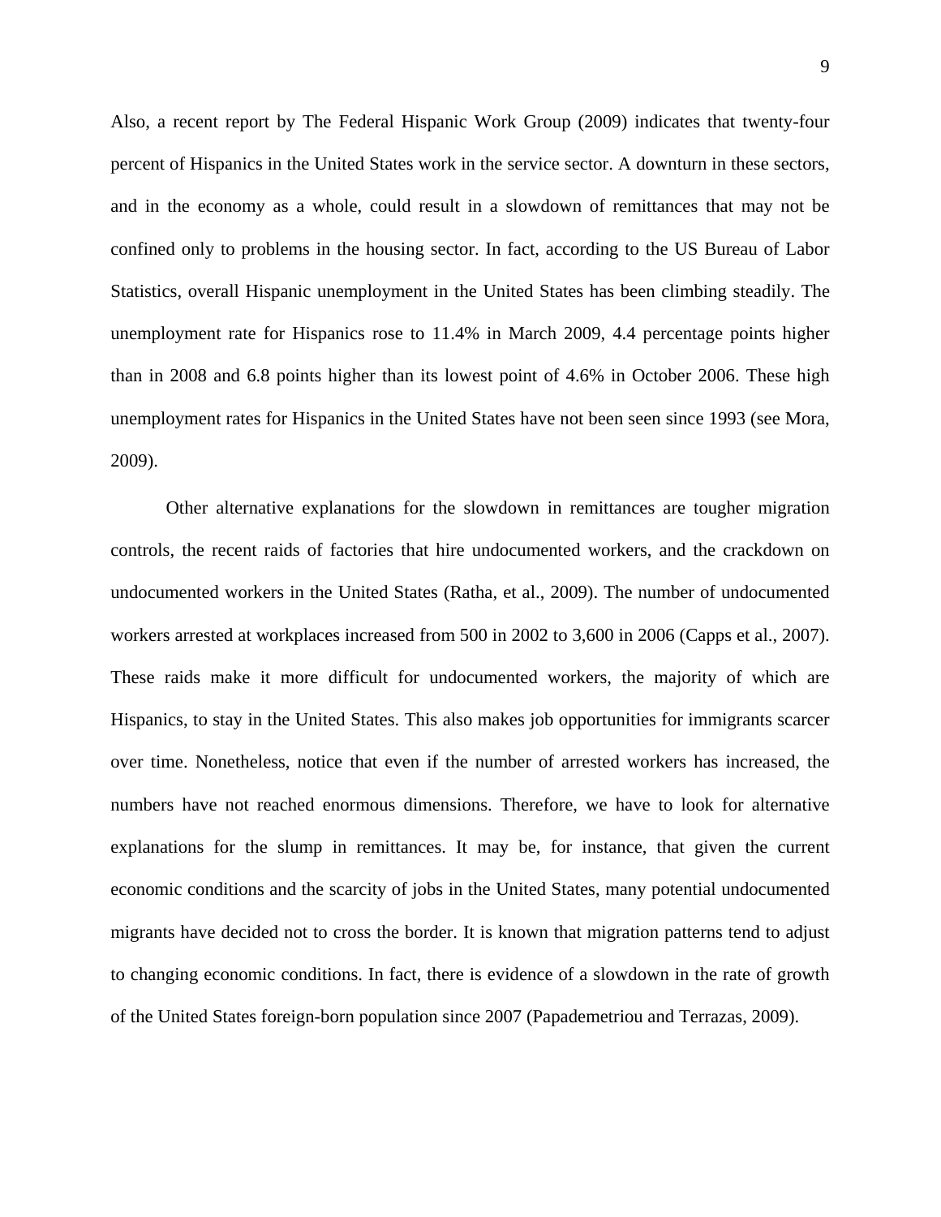Also, a recent report by The Federal Hispanic Work Group (2009) indicates that twenty-four percent of Hispanics in the United States work in the service sector. A downturn in these sectors, and in the economy as a whole, could result in a slowdown of remittances that may not be confined only to problems in the housing sector. In fact, according to the US Bureau of Labor Statistics, overall Hispanic unemployment in the United States has been climbing steadily. The unemployment rate for Hispanics rose to 11.4% in March 2009, 4.4 percentage points higher than in 2008 and 6.8 points higher than its lowest point of 4.6% in October 2006. These high unemployment rates for Hispanics in the United States have not been seen since 1993 (see Mora, 2009).

Other alternative explanations for the slowdown in remittances are tougher migration controls, the recent raids of factories that hire undocumented workers, and the crackdown on undocumented workers in the United States (Ratha, et al., 2009). The number of undocumented workers arrested at workplaces increased from 500 in 2002 to 3,600 in 2006 (Capps et al., 2007). These raids make it more difficult for undocumented workers, the majority of which are Hispanics, to stay in the United States. This also makes job opportunities for immigrants scarcer over time. Nonetheless, notice that even if the number of arrested workers has increased, the numbers have not reached enormous dimensions. Therefore, we have to look for alternative explanations for the slump in remittances. It may be, for instance, that given the current economic conditions and the scarcity of jobs in the United States, many potential undocumented migrants have decided not to cross the border. It is known that migration patterns tend to adjust to changing economic conditions. In fact, there is evidence of a slowdown in the rate of growth of the United States foreign-born population since 2007 (Papademetriou and Terrazas, 2009).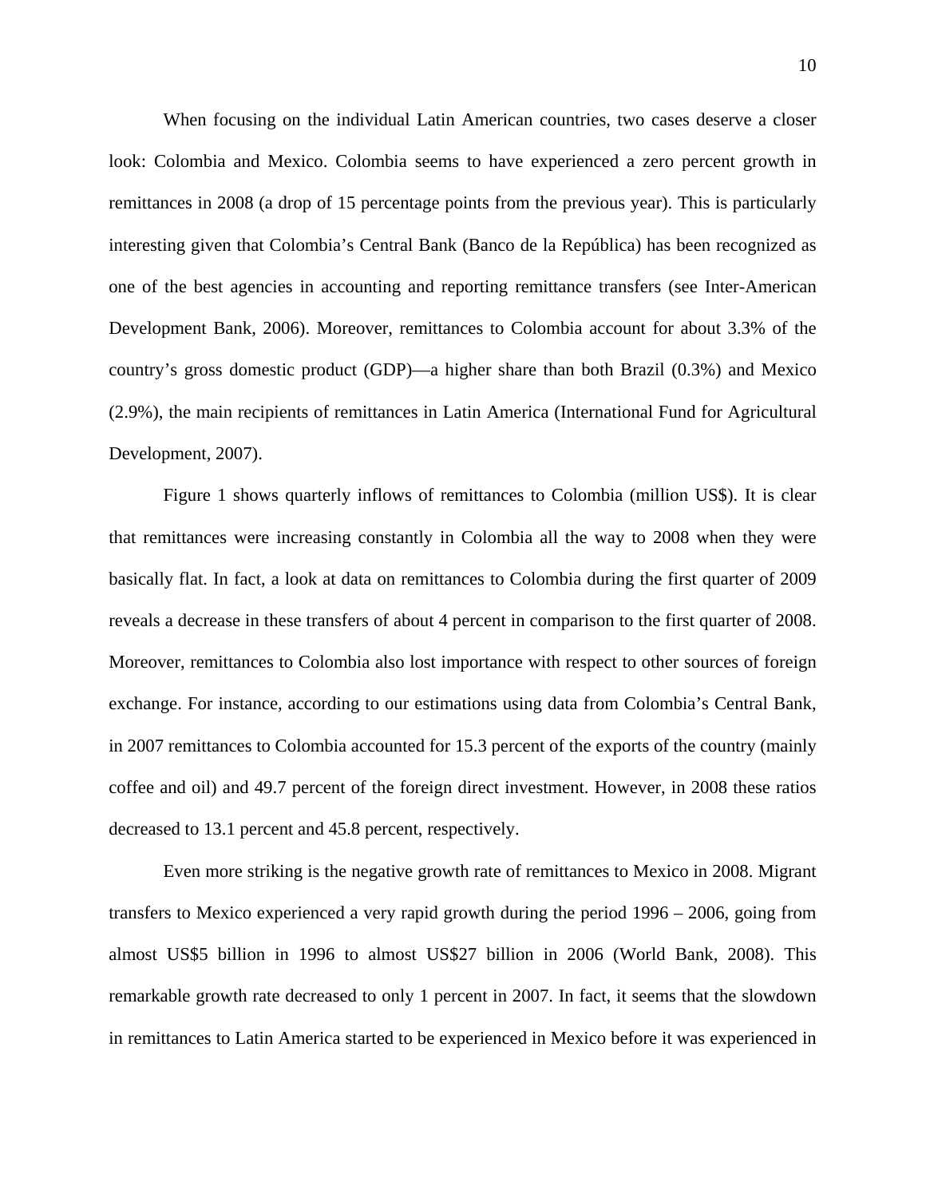When focusing on the individual Latin American countries, two cases deserve a closer look: Colombia and Mexico. Colombia seems to have experienced a zero percent growth in remittances in 2008 (a drop of 15 percentage points from the previous year). This is particularly interesting given that Colombia's Central Bank (Banco de la República) has been recognized as one of the best agencies in accounting and reporting remittance transfers (see Inter-American Development Bank, 2006). Moreover, remittances to Colombia account for about 3.3% of the country's gross domestic product (GDP)—a higher share than both Brazil (0.3%) and Mexico (2.9%), the main recipients of remittances in Latin America (International Fund for Agricultural Development, 2007).

Figure 1 shows quarterly inflows of remittances to Colombia (million US$). It is clear that remittances were increasing constantly in Colombia all the way to 2008 when they were basically flat. In fact, a look at data on remittances to Colombia during the first quarter of 2009 reveals a decrease in these transfers of about 4 percent in comparison to the first quarter of 2008. Moreover, remittances to Colombia also lost importance with respect to other sources of foreign exchange. For instance, according to our estimations using data from Colombia's Central Bank, in 2007 remittances to Colombia accounted for 15.3 percent of the exports of the country (mainly coffee and oil) and 49.7 percent of the foreign direct investment. However, in 2008 these ratios decreased to 13.1 percent and 45.8 percent, respectively.

Even more striking is the negative growth rate of remittances to Mexico in 2008. Migrant transfers to Mexico experienced a very rapid growth during the period 1996 – 2006, going from almost US$5 billion in 1996 to almost US$27 billion in 2006 (World Bank, 2008). This remarkable growth rate decreased to only 1 percent in 2007. In fact, it seems that the slowdown in remittances to Latin America started to be experienced in Mexico before it was experienced in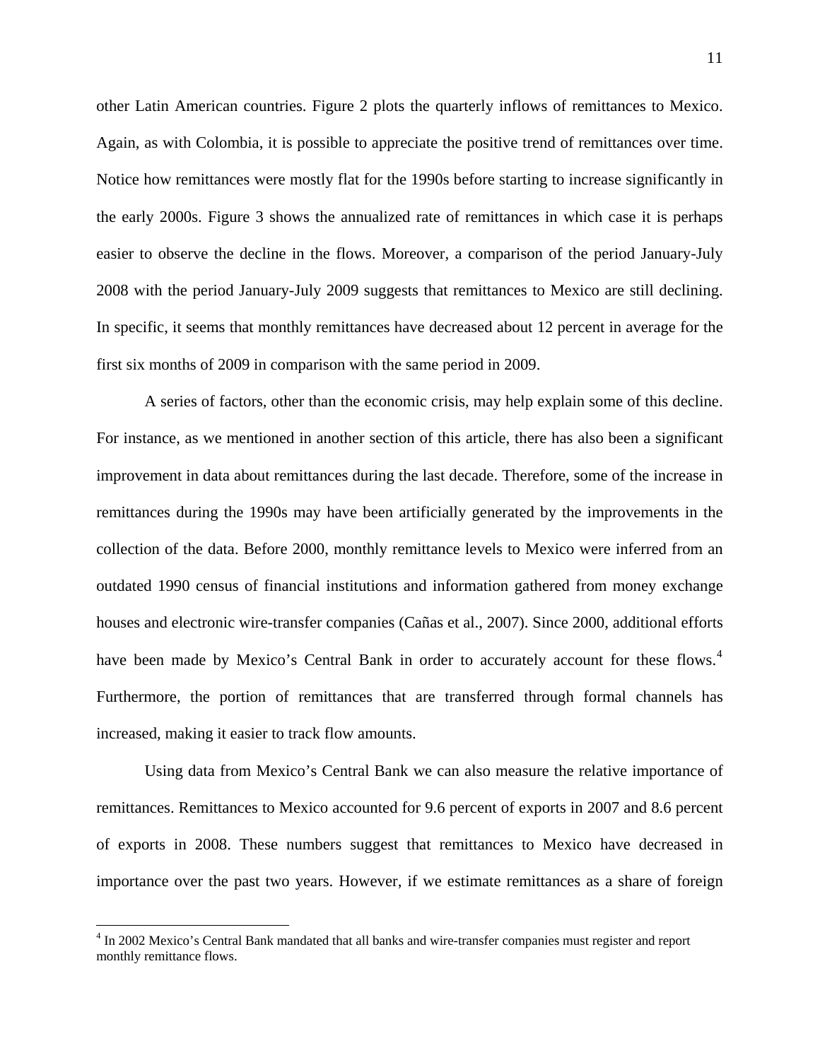other Latin American countries. Figure 2 plots the quarterly inflows of remittances to Mexico. Again, as with Colombia, it is possible to appreciate the positive trend of remittances over time. Notice how remittances were mostly flat for the 1990s before starting to increase significantly in the early 2000s. Figure 3 shows the annualized rate of remittances in which case it is perhaps easier to observe the decline in the flows. Moreover, a comparison of the period January-July 2008 with the period January-July 2009 suggests that remittances to Mexico are still declining. In specific, it seems that monthly remittances have decreased about 12 percent in average for the first six months of 2009 in comparison with the same period in 2009.

A series of factors, other than the economic crisis, may help explain some of this decline. For instance, as we mentioned in another section of this article, there has also been a significant improvement in data about remittances during the last decade. Therefore, some of the increase in remittances during the 1990s may have been artificially generated by the improvements in the collection of the data. Before 2000, monthly remittance levels to Mexico were inferred from an outdated 1990 census of financial institutions and information gathered from money exchange houses and electronic wire-transfer companies (Cañas et al., 2007). Since 2000, additional efforts have been made by Mexico's Central Bank in order to accurately account for these flows.[4] Furthermore, the portion of remittances that are transferred through formal channels has increased, making it easier to track flow amounts.

Using data from Mexico's Central Bank we can also measure the relative importance of remittances. Remittances to Mexico accounted for 9.6 percent of exports in 2007 and 8.6 percent of exports in 2008. These numbers suggest that remittances to Mexico have decreased in importance over the past two years. However, if we estimate remittances as a share of foreign

[4] In 2002 Mexico's Central Bank mandated that all banks and wire-transfer companies must register and report monthly remittance flows.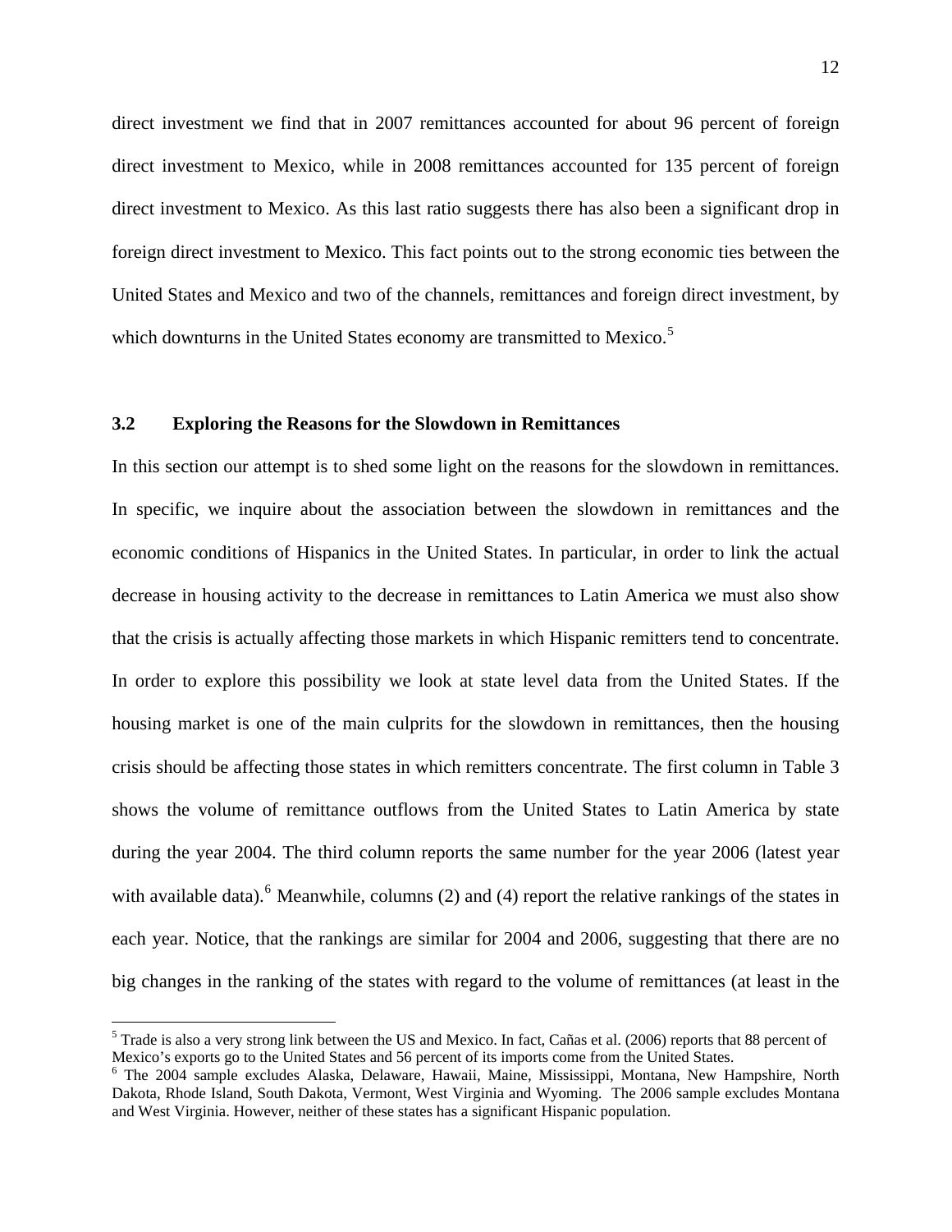direct investment we find that in 2007 remittances accounted for about 96 percent of foreign direct investment to Mexico, while in 2008 remittances accounted for 135 percent of foreign direct investment to Mexico. As this last ratio suggests there has also been a significant drop in foreign direct investment to Mexico. This fact points out to the strong economic ties between the United States and Mexico and two of the channels, remittances and foreign direct investment, by which downturns in the United States economy are transmitted to Mexico.[5]

### 3.2 Exploring the Reasons for the Slowdown in Remittances

In this section our attempt is to shed some light on the reasons for the slowdown in remittances. In specific, we inquire about the association between the slowdown in remittances and the economic conditions of Hispanics in the United States. In particular, in order to link the actual decrease in housing activity to the decrease in remittances to Latin America we must also show that the crisis is actually affecting those markets in which Hispanic remitters tend to concentrate. In order to explore this possibility we look at state level data from the United States. If the housing market is one of the main culprits for the slowdown in remittances, then the housing crisis should be affecting those states in which remitters concentrate. The first column in Table 3 shows the volume of remittance outflows from the United States to Latin America by state during the year 2004. The third column reports the same number for the year 2006 (latest year with available data).[6] Meanwhile, columns (2) and (4) report the relative rankings of the states in each year. Notice, that the rankings are similar for 2004 and 2006, suggesting that there are no big changes in the ranking of the states with regard to the volume of remittances (at least in the

---

[5] Trade is also a very strong link between the US and Mexico. In fact, Cañas et al. (2006) reports that 88 percent of Mexico's exports go to the United States and 56 percent of its imports come from the United States.

[6] The 2004 sample excludes Alaska, Delaware, Hawaii, Maine, Mississippi, Montana, New Hampshire, North Dakota, Rhode Island, South Dakota, Vermont, West Virginia and Wyoming. The 2006 sample excludes Montana and West Virginia. However, neither of these states has a significant Hispanic population.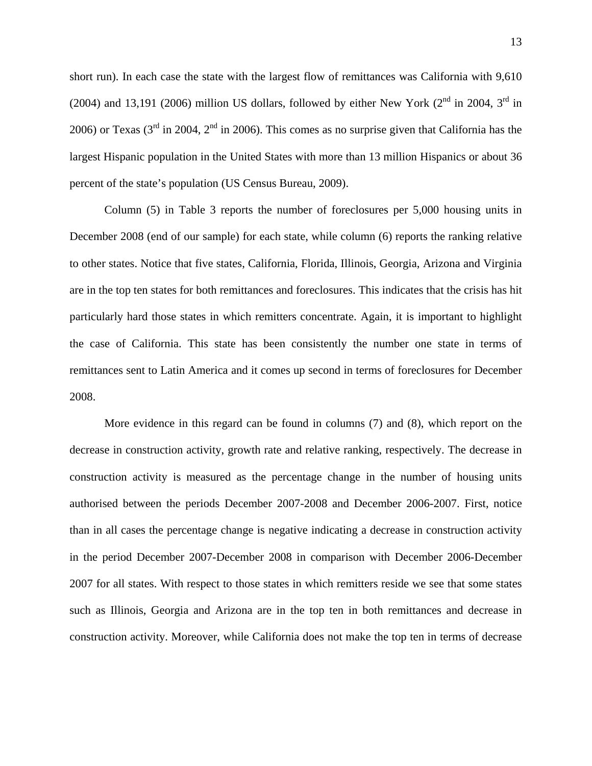short run). In each case the state with the largest flow of remittances was California with 9,610 (2004) and 13,191 (2006) million US dollars, followed by either New York (2nd in 2004, 3rd in 2006) or Texas (3rd in 2004, 2nd in 2006). This comes as no surprise given that California has the largest Hispanic population in the United States with more than 13 million Hispanics or about 36 percent of the state's population (US Census Bureau, 2009).

Column (5) in Table 3 reports the number of foreclosures per 5,000 housing units in December 2008 (end of our sample) for each state, while column (6) reports the ranking relative to other states. Notice that five states, California, Florida, Illinois, Georgia, Arizona and Virginia are in the top ten states for both remittances and foreclosures. This indicates that the crisis has hit particularly hard those states in which remitters concentrate. Again, it is important to highlight the case of California. This state has been consistently the number one state in terms of remittances sent to Latin America and it comes up second in terms of foreclosures for December 2008.

More evidence in this regard can be found in columns (7) and (8), which report on the decrease in construction activity, growth rate and relative ranking, respectively. The decrease in construction activity is measured as the percentage change in the number of housing units authorised between the periods December 2007-2008 and December 2006-2007. First, notice than in all cases the percentage change is negative indicating a decrease in construction activity in the period December 2007-December 2008 in comparison with December 2006-December 2007 for all states. With respect to those states in which remitters reside we see that some states such as Illinois, Georgia and Arizona are in the top ten in both remittances and decrease in construction activity. Moreover, while California does not make the top ten in terms of decrease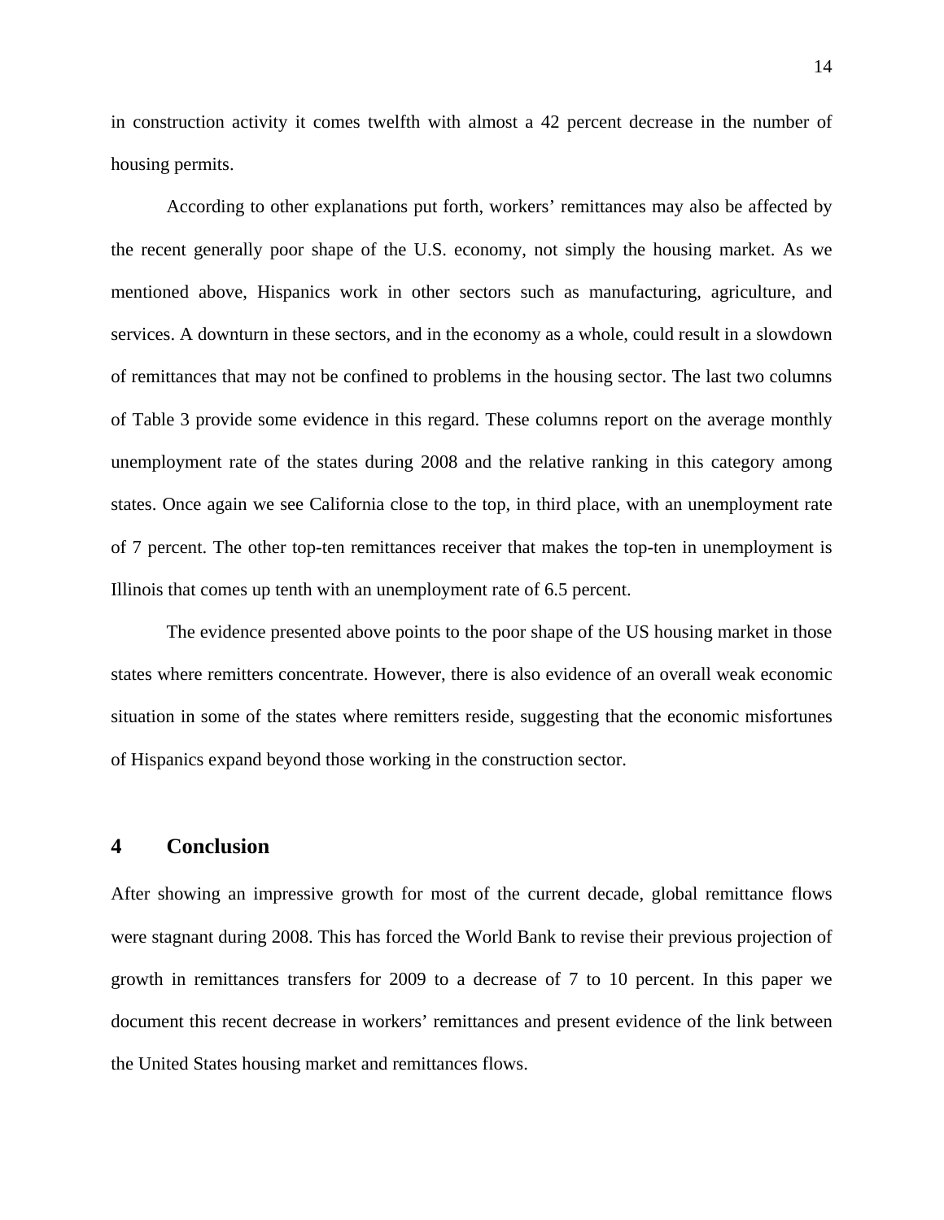in construction activity it comes twelfth with almost a 42 percent decrease in the number of housing permits.

According to other explanations put forth, workers' remittances may also be affected by the recent generally poor shape of the U.S. economy, not simply the housing market. As we mentioned above, Hispanics work in other sectors such as manufacturing, agriculture, and services. A downturn in these sectors, and in the economy as a whole, could result in a slowdown of remittances that may not be confined to problems in the housing sector. The last two columns of Table 3 provide some evidence in this regard. These columns report on the average monthly unemployment rate of the states during 2008 and the relative ranking in this category among states. Once again we see California close to the top, in third place, with an unemployment rate of 7 percent. The other top-ten remittances receiver that makes the top-ten in unemployment is Illinois that comes up tenth with an unemployment rate of 6.5 percent.

The evidence presented above points to the poor shape of the US housing market in those states where remitters concentrate. However, there is also evidence of an overall weak economic situation in some of the states where remitters reside, suggesting that the economic misfortunes of Hispanics expand beyond those working in the construction sector.

## 4 Conclusion

After showing an impressive growth for most of the current decade, global remittance flows were stagnant during 2008. This has forced the World Bank to revise their previous projection of growth in remittances transfers for 2009 to a decrease of 7 to 10 percent. In this paper we document this recent decrease in workers' remittances and present evidence of the link between the United States housing market and remittances flows.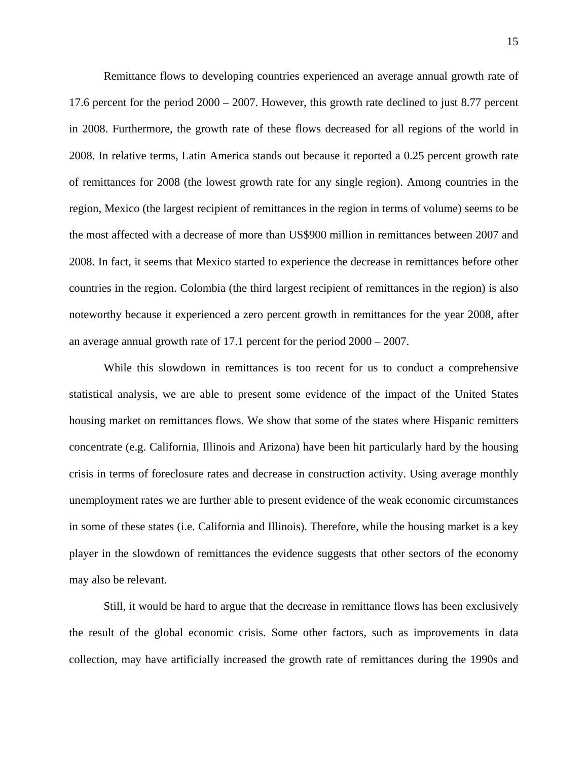Remittance flows to developing countries experienced an average annual growth rate of 17.6 percent for the period 2000 – 2007. However, this growth rate declined to just 8.77 percent in 2008. Furthermore, the growth rate of these flows decreased for all regions of the world in 2008. In relative terms, Latin America stands out because it reported a 0.25 percent growth rate of remittances for 2008 (the lowest growth rate for any single region). Among countries in the region, Mexico (the largest recipient of remittances in the region in terms of volume) seems to be the most affected with a decrease of more than US$900 million in remittances between 2007 and 2008. In fact, it seems that Mexico started to experience the decrease in remittances before other countries in the region. Colombia (the third largest recipient of remittances in the region) is also noteworthy because it experienced a zero percent growth in remittances for the year 2008, after an average annual growth rate of 17.1 percent for the period 2000 – 2007.

While this slowdown in remittances is too recent for us to conduct a comprehensive statistical analysis, we are able to present some evidence of the impact of the United States housing market on remittances flows. We show that some of the states where Hispanic remitters concentrate (e.g. California, Illinois and Arizona) have been hit particularly hard by the housing crisis in terms of foreclosure rates and decrease in construction activity. Using average monthly unemployment rates we are further able to present evidence of the weak economic circumstances in some of these states (i.e. California and Illinois). Therefore, while the housing market is a key player in the slowdown of remittances the evidence suggests that other sectors of the economy may also be relevant.

Still, it would be hard to argue that the decrease in remittance flows has been exclusively the result of the global economic crisis. Some other factors, such as improvements in data collection, may have artificially increased the growth rate of remittances during the 1990s and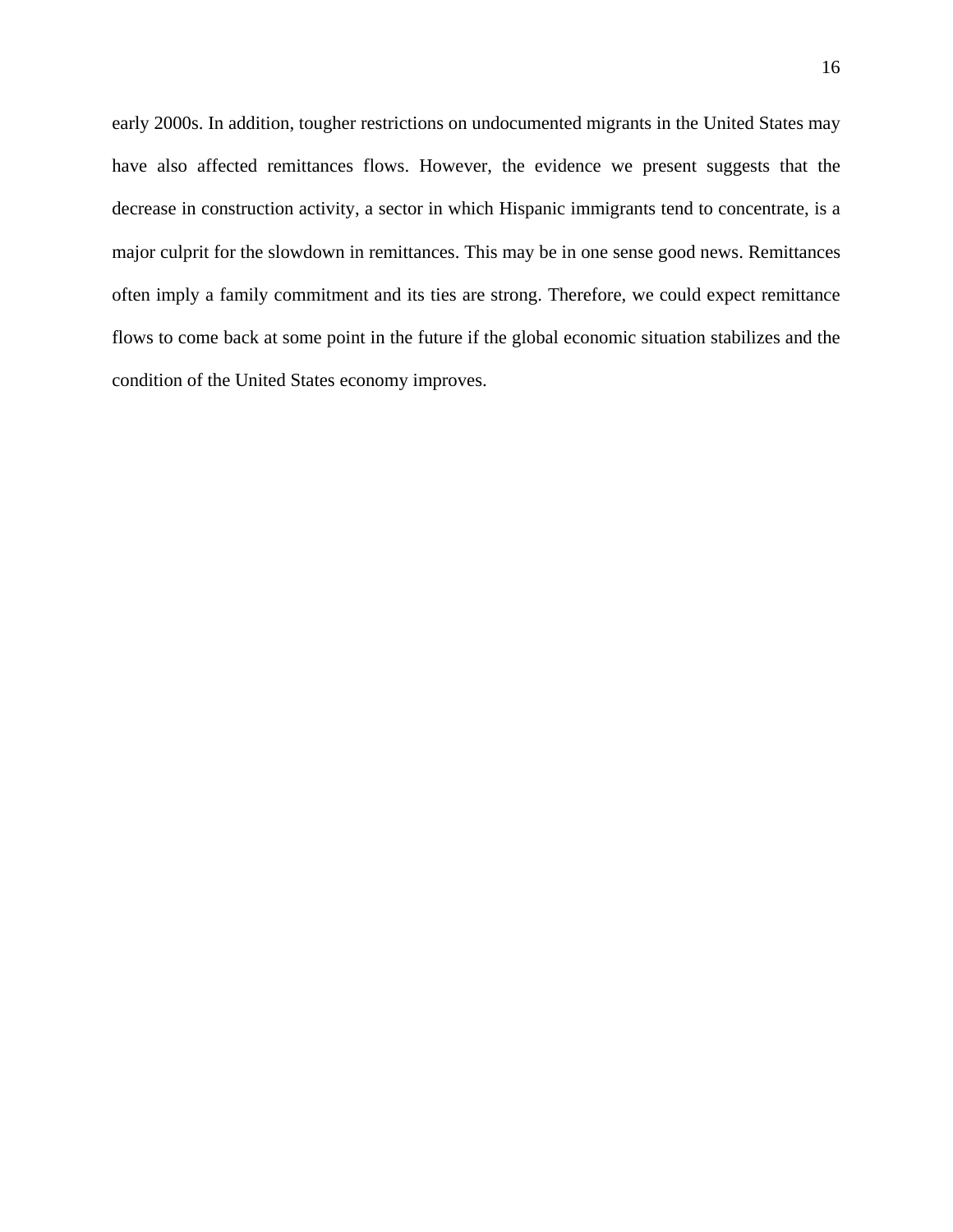early 2000s. In addition, tougher restrictions on undocumented migrants in the United States may have also affected remittances flows. However, the evidence we present suggests that the decrease in construction activity, a sector in which Hispanic immigrants tend to concentrate, is a major culprit for the slowdown in remittances. This may be in one sense good news. Remittances often imply a family commitment and its ties are strong. Therefore, we could expect remittance flows to come back at some point in the future if the global economic situation stabilizes and the condition of the United States economy improves.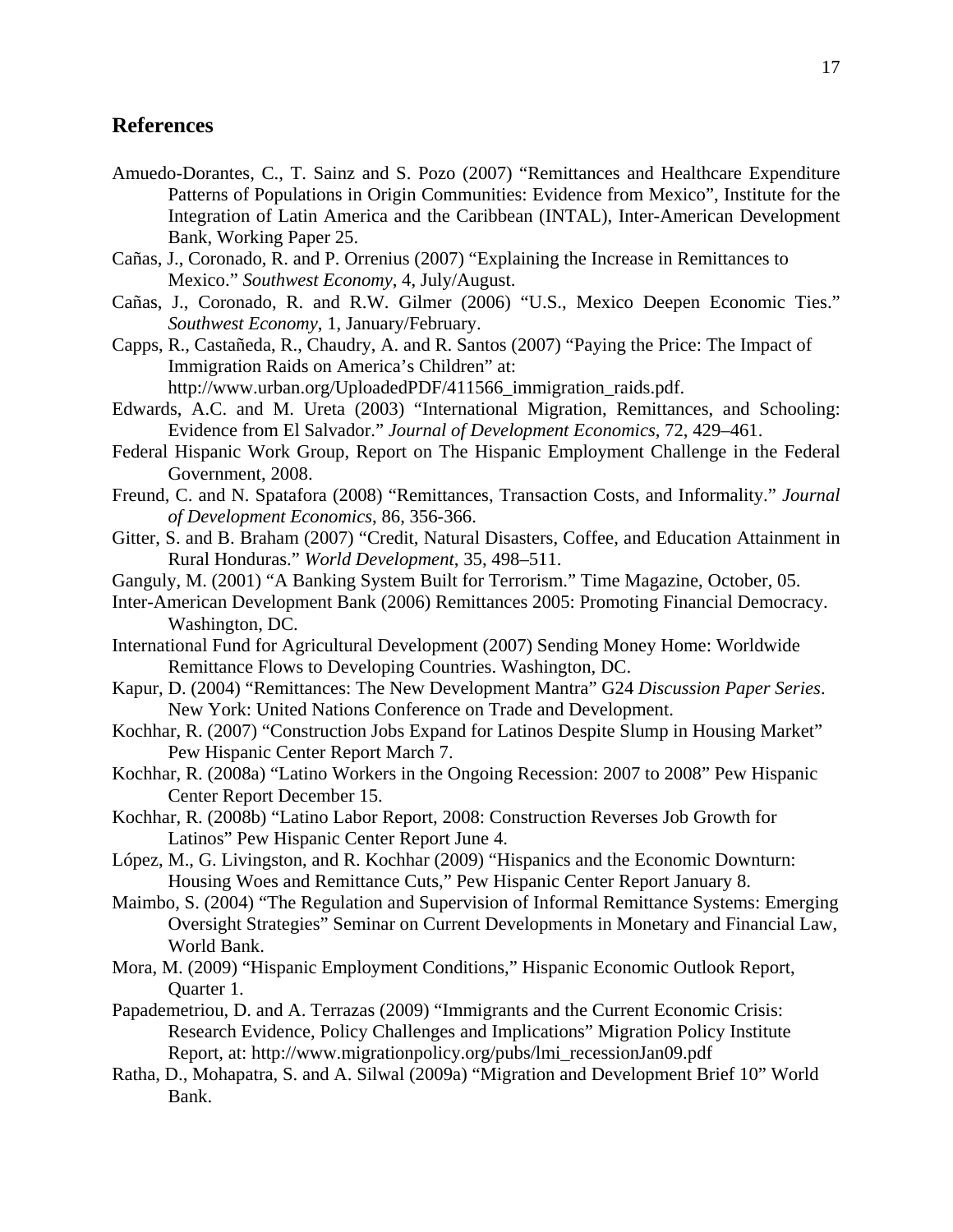## References

Amuedo-Dorantes, C., T. Sainz and S. Pozo (2007) "Remittances and Healthcare Expenditure Patterns of Populations in Origin Communities: Evidence from Mexico", Institute for the Integration of Latin America and the Caribbean (INTAL), Inter-American Development Bank, Working Paper 25.

Cañas, J., Coronado, R. and P. Orrenius (2007) "Explaining the Increase in Remittances to Mexico." *Southwest Economy*, 4, July/August.

Cañas, J., Coronado, R. and R.W. Gilmer (2006) "U.S., Mexico Deepen Economic Ties." *Southwest Economy*, 1, January/February.

Capps, R., Castañeda, R., Chaudry, A. and R. Santos (2007) "Paying the Price: The Impact of Immigration Raids on America's Children" at: http://www.urban.org/UploadedPDF/411566_immigration_raids.pdf.

Edwards, A.C. and M. Ureta (2003) "International Migration, Remittances, and Schooling: Evidence from El Salvador." *Journal of Development Economics*, 72, 429–461.

Federal Hispanic Work Group, Report on The Hispanic Employment Challenge in the Federal Government, 2008.

Freund, C. and N. Spatafora (2008) "Remittances, Transaction Costs, and Informality." *Journal of Development Economics*, 86, 356-366.

Gitter, S. and B. Braham (2007) "Credit, Natural Disasters, Coffee, and Education Attainment in Rural Honduras." *World Development*, 35, 498–511.

Ganguly, M. (2001) "A Banking System Built for Terrorism." Time Magazine, October, 05.

Inter-American Development Bank (2006) Remittances 2005: Promoting Financial Democracy. Washington, DC.

International Fund for Agricultural Development (2007) Sending Money Home: Worldwide Remittance Flows to Developing Countries. Washington, DC.

Kapur, D. (2004) "Remittances: The New Development Mantra" G24 *Discussion Paper Series*. New York: United Nations Conference on Trade and Development.

Kochhar, R. (2007) "Construction Jobs Expand for Latinos Despite Slump in Housing Market" Pew Hispanic Center Report March 7.

Kochhar, R. (2008a) "Latino Workers in the Ongoing Recession: 2007 to 2008" Pew Hispanic Center Report December 15.

Kochhar, R. (2008b) "Latino Labor Report, 2008: Construction Reverses Job Growth for Latinos" Pew Hispanic Center Report June 4.

López, M., G. Livingston, and R. Kochhar (2009) "Hispanics and the Economic Downturn: Housing Woes and Remittance Cuts," Pew Hispanic Center Report January 8.

Maimbo, S. (2004) "The Regulation and Supervision of Informal Remittance Systems: Emerging Oversight Strategies" Seminar on Current Developments in Monetary and Financial Law, World Bank.

Mora, M. (2009) "Hispanic Employment Conditions," Hispanic Economic Outlook Report, Quarter 1.

Papademetriou, D. and A. Terrazas (2009) "Immigrants and the Current Economic Crisis: Research Evidence, Policy Challenges and Implications" Migration Policy Institute Report, at: http://www.migrationpolicy.org/pubs/lmi_recessionJan09.pdf

Ratha, D., Mohapatra, S. and A. Silwal (2009a) "Migration and Development Brief 10" World Bank.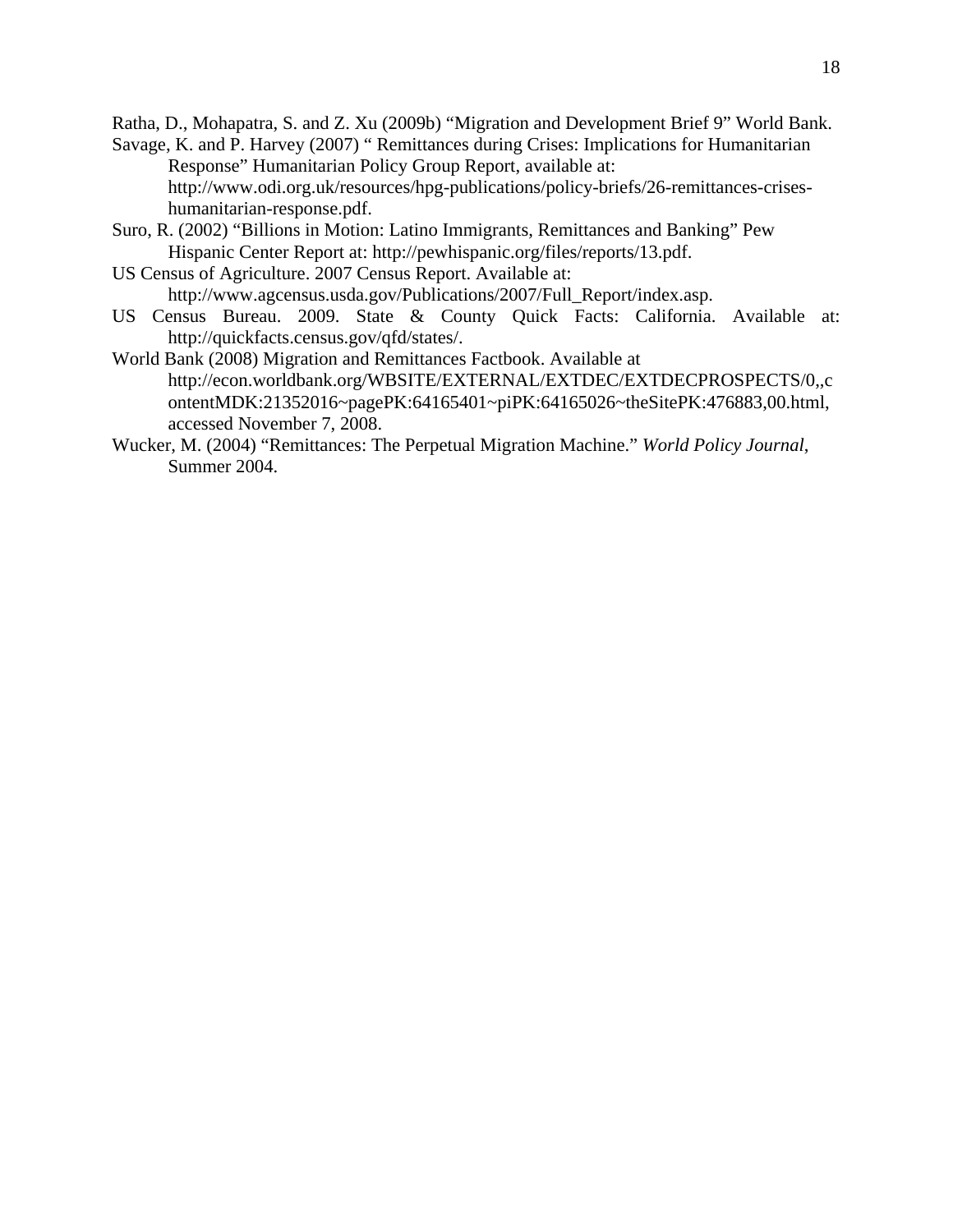Ratha, D., Mohapatra, S. and Z. Xu (2009b) "Migration and Development Brief 9" World Bank.

Savage, K. and P. Harvey (2007) " Remittances during Crises: Implications for Humanitarian Response" Humanitarian Policy Group Report, available at: http://www.odi.org.uk/resources/hpg-publications/policy-briefs/26-remittances-crises-humanitarian-response.pdf.

Suro, R. (2002) "Billions in Motion: Latino Immigrants, Remittances and Banking" Pew Hispanic Center Report at: http://pewhispanic.org/files/reports/13.pdf.

US Census of Agriculture. 2007 Census Report. Available at: http://www.agcensus.usda.gov/Publications/2007/Full_Report/index.asp.

US Census Bureau. 2009. State & County Quick Facts: California. Available at: http://quickfacts.census.gov/qfd/states/.

World Bank (2008) Migration and Remittances Factbook. Available at http://econ.worldbank.org/WBSITE/EXTERNAL/EXTDEC/EXTDECPROSPECTS/0,,contentMDK:21352016~pagePK:64165401~piPK:64165026~theSitePK:476883,00.html, accessed November 7, 2008.

Wucker, M. (2004) "Remittances: The Perpetual Migration Machine." *World Policy Journal*, Summer 2004.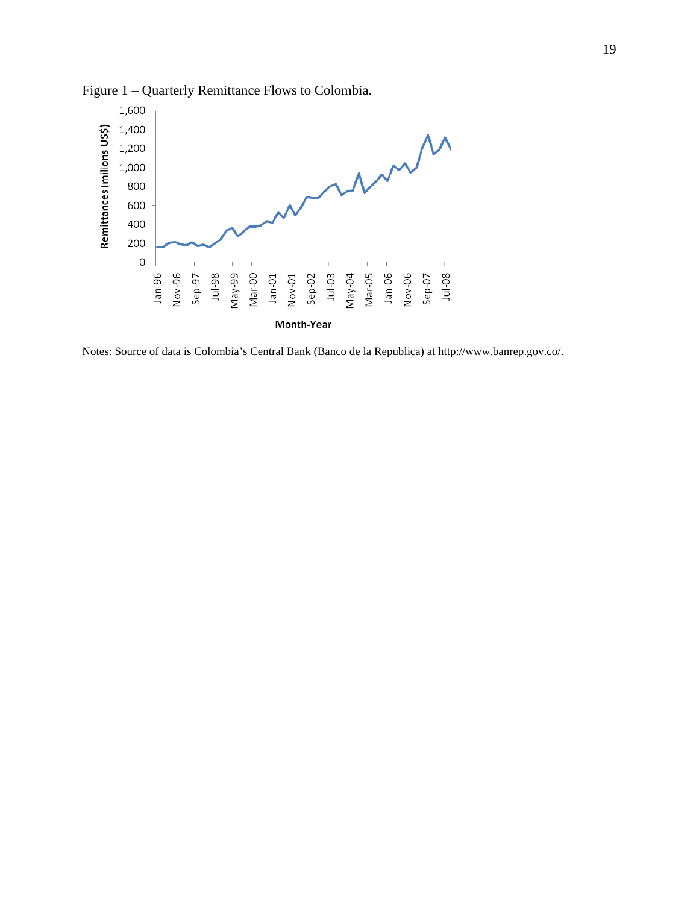Figure 1 – Quarterly Remittance Flows to Colombia.

Notes: Source of data is Colombia's Central Bank (Banco de la Republica) at http://www.banrep.gov.co/.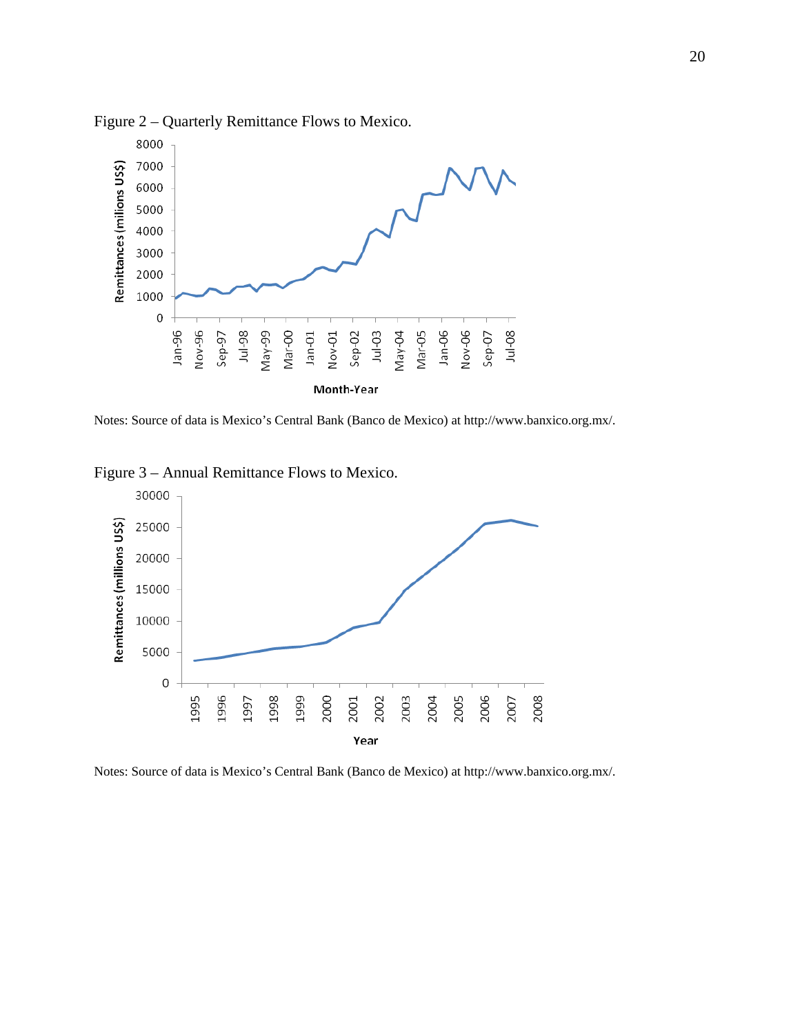Figure 2 – Quarterly Remittance Flows to Mexico.

Notes: Source of data is Mexico's Central Bank (Banco de Mexico) at http://www.banxico.org.mx/.

Figure 3 – Annual Remittance Flows to Mexico.

Notes: Source of data is Mexico's Central Bank (Banco de Mexico) at http://www.banxico.org.mx/.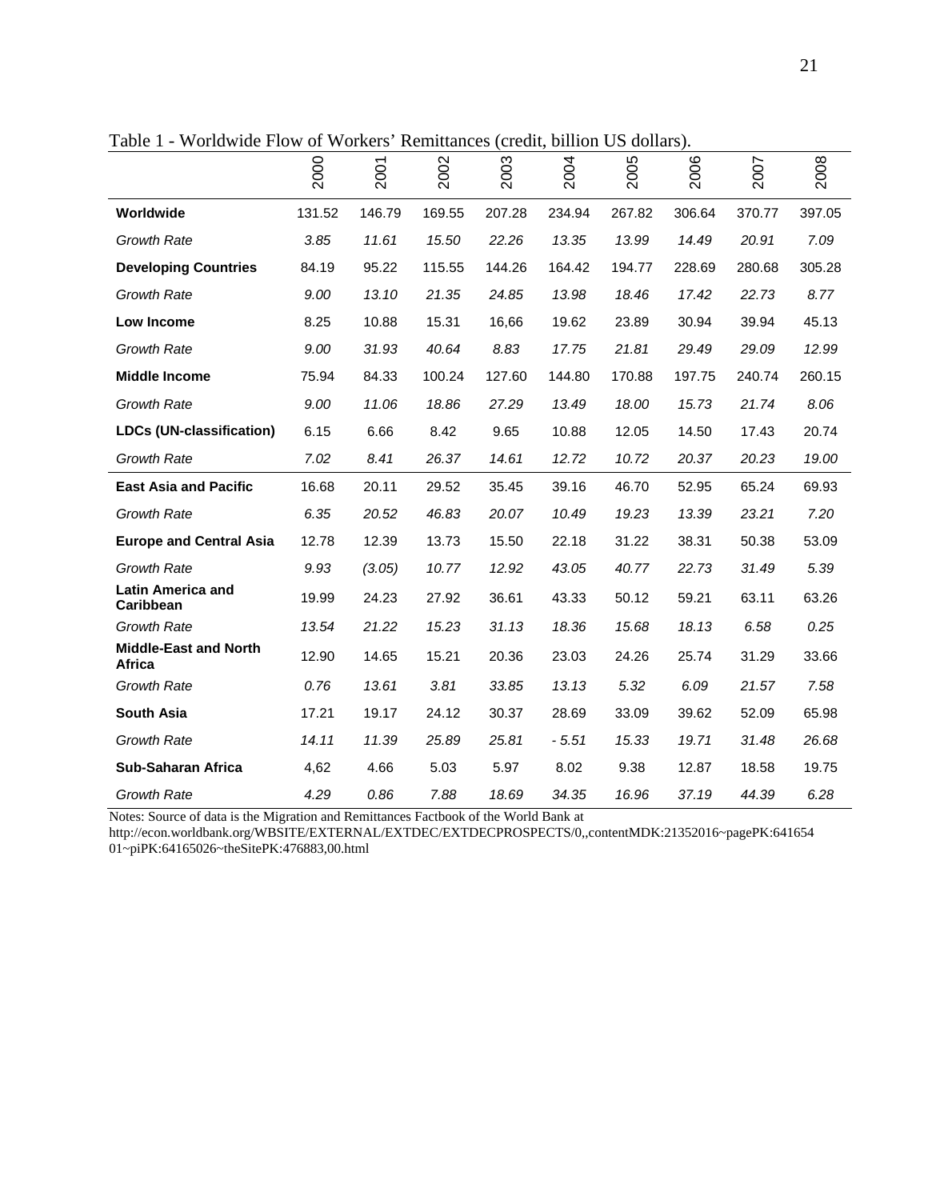Table 1 - Worldwide Flow of Workers' Remittances (credit, billion US dollars).

| | 2000 | 2001 | 2002 | 2003 | 2004 | 2005 | 2006 | 2007 | 2008 |
|---|---|---|---|---|---|---|---|---|---|
| **Worldwide** | 131.52 | 146.79 | 169.55 | 207.28 | 234.94 | 267.82 | 306.64 | 370.77 | 397.05 |
| *Growth Rate* | *3.85* | *11.61* | *15.50* | *22.26* | *13.35* | *13.99* | *14.49* | *20.91* | *7.09* |
| **Developing Countries** | 84.19 | 95.22 | 115.55 | 144.26 | 164.42 | 194.77 | 228.69 | 280.68 | 305.28 |
| *Growth Rate* | *9.00* | *13.10* | *21.35* | *24.85* | *13.98* | *18.46* | *17.42* | *22.73* | *8.77* |
| **Low Income** | 8.25 | 10.88 | 15.31 | 16,66 | 19.62 | 23.89 | 30.94 | 39.94 | 45.13 |
| *Growth Rate* | *9.00* | *31.93* | *40.64* | *8.83* | *17.75* | *21.81* | *29.49* | *29.09* | *12.99* |
| **Middle Income** | 75.94 | 84.33 | 100.24 | 127.60 | 144.80 | 170.88 | 197.75 | 240.74 | 260.15 |
| *Growth Rate* | *9.00* | *11.06* | *18.86* | *27.29* | *13.49* | *18.00* | *15.73* | *21.74* | *8.06* |
| **LDCs (UN-classification)** | 6.15 | 6.66 | 8.42 | 9.65 | 10.88 | 12.05 | 14.50 | 17.43 | 20.74 |
| *Growth Rate* | *7.02* | *8.41* | *26.37* | *14.61* | *12.72* | *10.72* | *20.37* | *20.23* | *19.00* |
| **East Asia and Pacific** | 16.68 | 20.11 | 29.52 | 35.45 | 39.16 | 46.70 | 52.95 | 65.24 | 69.93 |
| *Growth Rate* | *6.35* | *20.52* | *46.83* | *20.07* | *10.49* | *19.23* | *13.39* | *23.21* | *7.20* |
| **Europe and Central Asia** | 12.78 | 12.39 | 13.73 | 15.50 | 22.18 | 31.22 | 38.31 | 50.38 | 53.09 |
| *Growth Rate* | *9.93* | *(3.05)* | *10.77* | *12.92* | *43.05* | *40.77* | *22.73* | *31.49* | *5.39* |
| **Latin America and Caribbean** | 19.99 | 24.23 | 27.92 | 36.61 | 43.33 | 50.12 | 59.21 | 63.11 | 63.26 |
| *Growth Rate* | *13.54* | *21.22* | *15.23* | *31.13* | *18.36* | *15.68* | *18.13* | *6.58* | *0.25* |
| **Middle-East and North Africa** | 12.90 | 14.65 | 15.21 | 20.36 | 23.03 | 24.26 | 25.74 | 31.29 | 33.66 |
| *Growth Rate* | *0.76* | *13.61* | *3.81* | *33.85* | *13.13* | *5.32* | *6.09* | *21.57* | *7.58* |
| **South Asia** | 17.21 | 19.17 | 24.12 | 30.37 | 28.69 | 33.09 | 39.62 | 52.09 | 65.98 |
| *Growth Rate* | *14.11* | *11.39* | *25.89* | *25.81* | *- 5.51* | *15.33* | *19.71* | *31.48* | *26.68* |
| **Sub-Saharan Africa** | 4,62 | 4.66 | 5.03 | 5.97 | 8.02 | 9.38 | 12.87 | 18.58 | 19.75 |
| *Growth Rate* | *4.29* | *0.86* | *7.88* | *18.69* | *34.35* | *16.96* | *37.19* | *44.39* | *6.28* |

Notes: Source of data is the Migration and Remittances Factbook of the World Bank at http://econ.worldbank.org/WBSITE/EXTERNAL/EXTDEC/EXTDECPROSPECTS/0,,contentMDK:21352016~pagePK:64165401~piPK:64165026~theSitePK:476883,00.html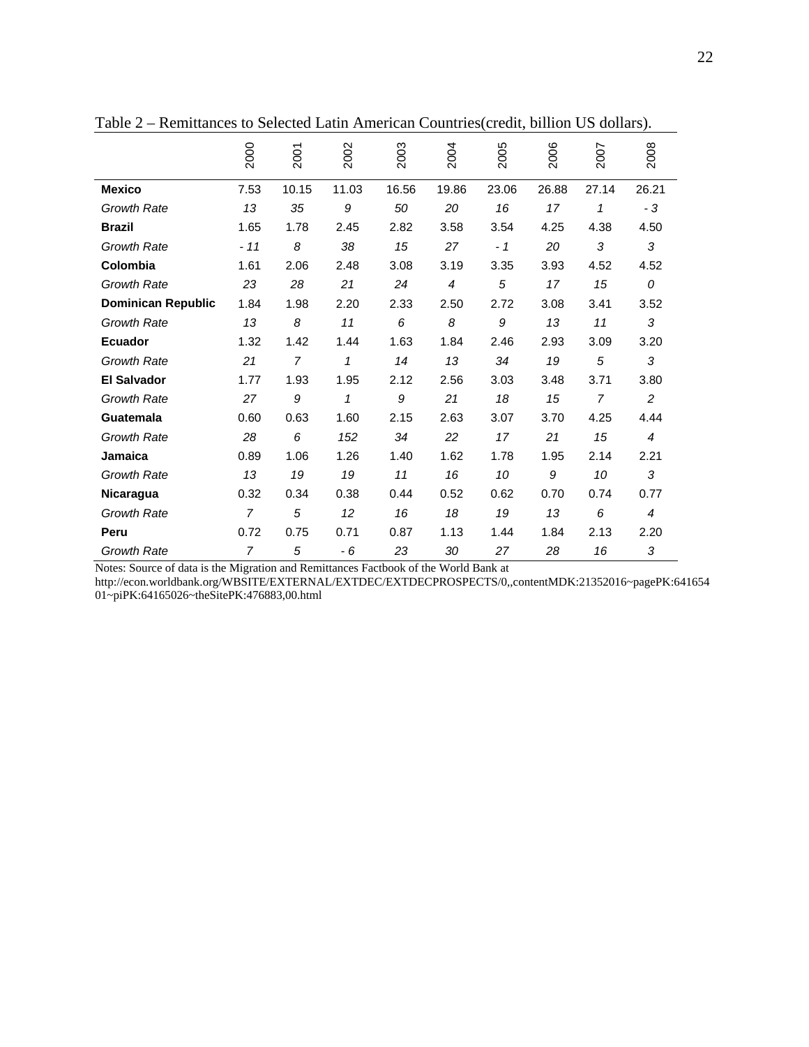Table 2 – Remittances to Selected Latin American Countries(credit, billion US dollars).

| | 2000 | 2001 | 2002 | 2003 | 2004 | 2005 | 2006 | 2007 | 2008 |
|---|---|---|---|---|---|---|---|---|---|
| **Mexico** | 7.53 | 10.15 | 11.03 | 16.56 | 19.86 | 23.06 | 26.88 | 27.14 | 26.21 |
| *Growth Rate* | *13* | *35* | *9* | *50* | *20* | *16* | *17* | *1* | *- 3* |
| **Brazil** | 1.65 | 1.78 | 2.45 | 2.82 | 3.58 | 3.54 | 4.25 | 4.38 | 4.50 |
| *Growth Rate* | *- 11* | *8* | *38* | *15* | *27* | *- 1* | *20* | *3* | *3* |
| **Colombia** | 1.61 | 2.06 | 2.48 | 3.08 | 3.19 | 3.35 | 3.93 | 4.52 | 4.52 |
| *Growth Rate* | *23* | *28* | *21* | *24* | *4* | *5* | *17* | *15* | *0* |
| **Dominican Republic** | 1.84 | 1.98 | 2.20 | 2.33 | 2.50 | 2.72 | 3.08 | 3.41 | 3.52 |
| *Growth Rate* | *13* | *8* | *11* | *6* | *8* | *9* | *13* | *11* | *3* |
| **Ecuador** | 1.32 | 1.42 | 1.44 | 1.63 | 1.84 | 2.46 | 2.93 | 3.09 | 3.20 |
| *Growth Rate* | *21* | *7* | *1* | *14* | *13* | *34* | *19* | *5* | *3* |
| **El Salvador** | 1.77 | 1.93 | 1.95 | 2.12 | 2.56 | 3.03 | 3.48 | 3.71 | 3.80 |
| *Growth Rate* | *27* | *9* | *1* | *9* | *21* | *18* | *15* | *7* | *2* |
| **Guatemala** | 0.60 | 0.63 | 1.60 | 2.15 | 2.63 | 3.07 | 3.70 | 4.25 | 4.44 |
| *Growth Rate* | *28* | *6* | *152* | *34* | *22* | *17* | *21* | *15* | *4* |
| **Jamaica** | 0.89 | 1.06 | 1.26 | 1.40 | 1.62 | 1.78 | 1.95 | 2.14 | 2.21 |
| *Growth Rate* | *13* | *19* | *19* | *11* | *16* | *10* | *9* | *10* | *3* |
| **Nicaragua** | 0.32 | 0.34 | 0.38 | 0.44 | 0.52 | 0.62 | 0.70 | 0.74 | 0.77 |
| *Growth Rate* | *7* | *5* | *12* | *16* | *18* | *19* | *13* | *6* | *4* |
| **Peru** | 0.72 | 0.75 | 0.71 | 0.87 | 1.13 | 1.44 | 1.84 | 2.13 | 2.20 |
| *Growth Rate* | *7* | *5* | *- 6* | *23* | *30* | *27* | *28* | *16* | *3* |

Notes: Source of data is the Migration and Remittances Factbook of the World Bank at http://econ.worldbank.org/WBSITE/EXTERNAL/EXTDEC/EXTDECPROSPECTS/0,,contentMDK:21352016~pagePK:64165401~piPK:64165026~theSitePK:476883,00.html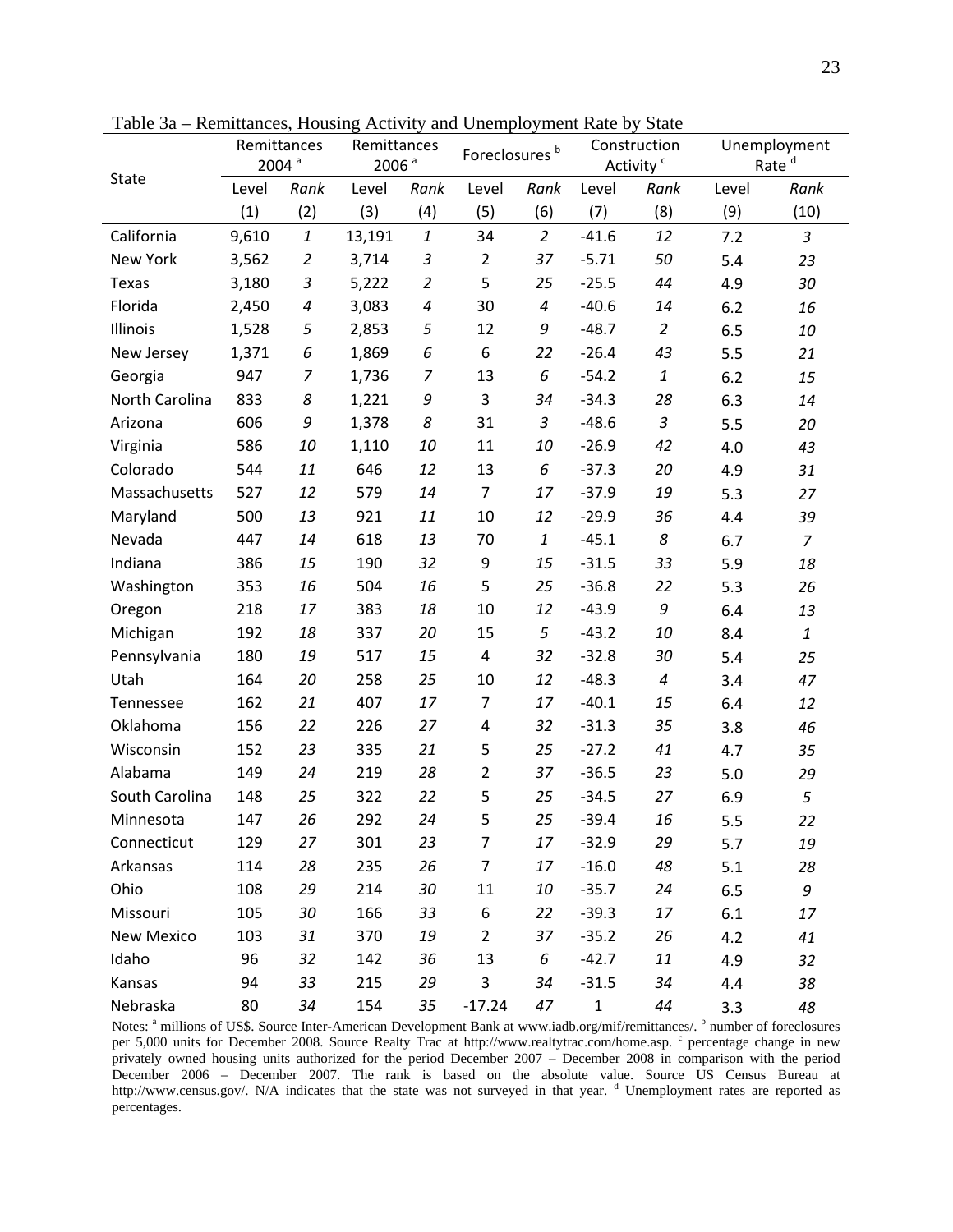Table 3a – Remittances, Housing Activity and Unemployment Rate by State

| State | Remittances 2004 [a] | | Remittances 2006 [a] | | Foreclosures [b] | | Construction Activity [c] | | Unemployment Rate [d] | |
|---|---|---|---|---|---|---|---|---|---|---|
| | Level | *Rank* | Level | *Rank* | Level | *Rank* | Level | *Rank* | Level | *Rank* |
| | (1) | (2) | (3) | (4) | (5) | (6) | (7) | (8) | (9) | (10) |
| California | 9,610 | *1* | 13,191 | *1* | 34 | *2* | -41.6 | *12* | 7.2 | *3* |
| New York | 3,562 | *2* | 3,714 | *3* | 2 | *37* | -5.71 | *50* | 5.4 | *23* |
| Texas | 3,180 | *3* | 5,222 | *2* | 5 | *25* | -25.5 | *44* | 4.9 | *30* |
| Florida | 2,450 | *4* | 3,083 | *4* | 30 | *4* | -40.6 | *14* | 6.2 | *16* |
| Illinois | 1,528 | *5* | 2,853 | *5* | 12 | *9* | -48.7 | *2* | 6.5 | *10* |
| New Jersey | 1,371 | *6* | 1,869 | *6* | 6 | *22* | -26.4 | *43* | 5.5 | *21* |
| Georgia | 947 | *7* | 1,736 | *7* | 13 | *6* | -54.2 | *1* | 6.2 | *15* |
| North Carolina | 833 | *8* | 1,221 | *9* | 3 | *34* | -34.3 | *28* | 6.3 | *14* |
| Arizona | 606 | *9* | 1,378 | *8* | 31 | *3* | -48.6 | *3* | 5.5 | *20* |
| Virginia | 586 | *10* | 1,110 | *10* | 11 | *10* | -26.9 | *42* | 4.0 | *43* |
| Colorado | 544 | *11* | 646 | *12* | 13 | *6* | -37.3 | *20* | 4.9 | *31* |
| Massachusetts | 527 | *12* | 579 | *14* | 7 | *17* | -37.9 | *19* | 5.3 | *27* |
| Maryland | 500 | *13* | 921 | *11* | 10 | *12* | -29.9 | *36* | 4.4 | *39* |
| Nevada | 447 | *14* | 618 | *13* | 70 | *1* | -45.1 | *8* | 6.7 | *7* |
| Indiana | 386 | *15* | 190 | *32* | 9 | *15* | -31.5 | *33* | 5.9 | *18* |
| Washington | 353 | *16* | 504 | *16* | 5 | *25* | -36.8 | *22* | 5.3 | *26* |
| Oregon | 218 | *17* | 383 | *18* | 10 | *12* | -43.9 | *9* | 6.4 | *13* |
| Michigan | 192 | *18* | 337 | *20* | 15 | *5* | -43.2 | *10* | 8.4 | *1* |
| Pennsylvania | 180 | *19* | 517 | *15* | 4 | *32* | -32.8 | *30* | 5.4 | *25* |
| Utah | 164 | *20* | 258 | *25* | 10 | *12* | -48.3 | *4* | 3.4 | *47* |
| Tennessee | 162 | *21* | 407 | *17* | 7 | *17* | -40.1 | *15* | 6.4 | *12* |
| Oklahoma | 156 | *22* | 226 | *27* | 4 | *32* | -31.3 | *35* | 3.8 | *46* |
| Wisconsin | 152 | *23* | 335 | *21* | 5 | *25* | -27.2 | *41* | 4.7 | *35* |
| Alabama | 149 | *24* | 219 | *28* | 2 | *37* | -36.5 | *23* | 5.0 | *29* |
| South Carolina | 148 | *25* | 322 | *22* | 5 | *25* | -34.5 | *27* | 6.9 | *5* |
| Minnesota | 147 | *26* | 292 | *24* | 5 | *25* | -39.4 | *16* | 5.5 | *22* |
| Connecticut | 129 | *27* | 301 | *23* | 7 | *17* | -32.9 | *29* | 5.7 | *19* |
| Arkansas | 114 | *28* | 235 | *26* | 7 | *17* | -16.0 | *48* | 5.1 | *28* |
| Ohio | 108 | *29* | 214 | *30* | 11 | *10* | -35.7 | *24* | 6.5 | *9* |
| Missouri | 105 | *30* | 166 | *33* | 6 | *22* | -39.3 | *17* | 6.1 | *17* |
| New Mexico | 103 | *31* | 370 | *19* | 2 | *37* | -35.2 | *26* | 4.2 | *41* |
| Idaho | 96 | *32* | 142 | *36* | 13 | *6* | -42.7 | *11* | 4.9 | *32* |
| Kansas | 94 | *33* | 215 | *29* | 3 | *34* | -31.5 | *34* | 4.4 | *38* |
| Nebraska | 80 | *34* | 154 | *35* | -17.24 | *47* | 1 | *44* | 3.3 | *48* |

Notes: [a] millions of US$. Source Inter-American Development Bank at www.iadb.org/mif/remittances/. [b] number of foreclosures per 5,000 units for December 2008. Source Realty Trac at http://www.realtytrac.com/home.asp. [c] percentage change in new privately owned housing units authorized for the period December 2007 – December 2008 in comparison with the period December 2006 – December 2007. The rank is based on the absolute value. Source US Census Bureau at http://www.census.gov/. N/A indicates that the state was not surveyed in that year. [d] Unemployment rates are reported as percentages.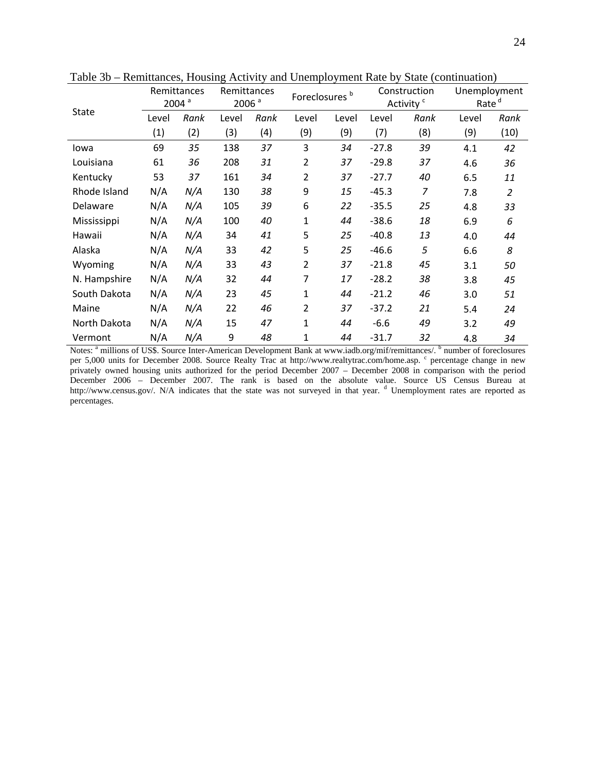Table 3b – Remittances, Housing Activity and Unemployment Rate by State (continuation)

| State | Remittances 2004 [a] | | Remittances 2006 [a] | | Foreclosures [b] | | Construction Activity [c] | | Unemployment Rate [d] | |
|---|---|---|---|---|---|---|---|---|---|---|
| | Level | *Rank* | Level | *Rank* | Level | Level | Level | *Rank* | Level | *Rank* |
| | (1) | (2) | (3) | (4) | (9) | (9) | (7) | (8) | (9) | (10) |
| Iowa | 69 | *35* | 138 | *37* | 3 | *34* | -27.8 | *39* | 4.1 | *42* |
| Louisiana | 61 | *36* | 208 | *31* | 2 | *37* | -29.8 | *37* | 4.6 | *36* |
| Kentucky | 53 | *37* | 161 | *34* | 2 | *37* | -27.7 | *40* | 6.5 | *11* |
| Rhode Island | N/A | *N/A* | 130 | *38* | 9 | *15* | -45.3 | *7* | 7.8 | *2* |
| Delaware | N/A | *N/A* | 105 | *39* | 6 | *22* | -35.5 | *25* | 4.8 | *33* |
| Mississippi | N/A | *N/A* | 100 | *40* | 1 | *44* | -38.6 | *18* | 6.9 | *6* |
| Hawaii | N/A | *N/A* | 34 | *41* | 5 | *25* | -40.8 | *13* | 4.0 | *44* |
| Alaska | N/A | *N/A* | 33 | *42* | 5 | *25* | -46.6 | *5* | 6.6 | *8* |
| Wyoming | N/A | *N/A* | 33 | *43* | 2 | *37* | -21.8 | *45* | 3.1 | *50* |
| N. Hampshire | N/A | *N/A* | 32 | *44* | 7 | *17* | -28.2 | *38* | 3.8 | *45* |
| South Dakota | N/A | *N/A* | 23 | *45* | 1 | *44* | -21.2 | *46* | 3.0 | *51* |
| Maine | N/A | *N/A* | 22 | *46* | 2 | *37* | -37.2 | *21* | 5.4 | *24* |
| North Dakota | N/A | *N/A* | 15 | *47* | 1 | *44* | -6.6 | *49* | 3.2 | *49* |
| Vermont | N/A | *N/A* | 9 | *48* | 1 | *44* | -31.7 | *32* | 4.8 | *34* |

Notes: [a] millions of US$. Source Inter-American Development Bank at www.iadb.org/mif/remittances/. [b] number of foreclosures per 5,000 units for December 2008. Source Realty Trac at http://www.realtytrac.com/home.asp. [c] percentage change in new privately owned housing units authorized for the period December 2007 – December 2008 in comparison with the period December 2006 – December 2007. The rank is based on the absolute value. Source US Census Bureau at http://www.census.gov/. N/A indicates that the state was not surveyed in that year. [d] Unemployment rates are reported as percentages.